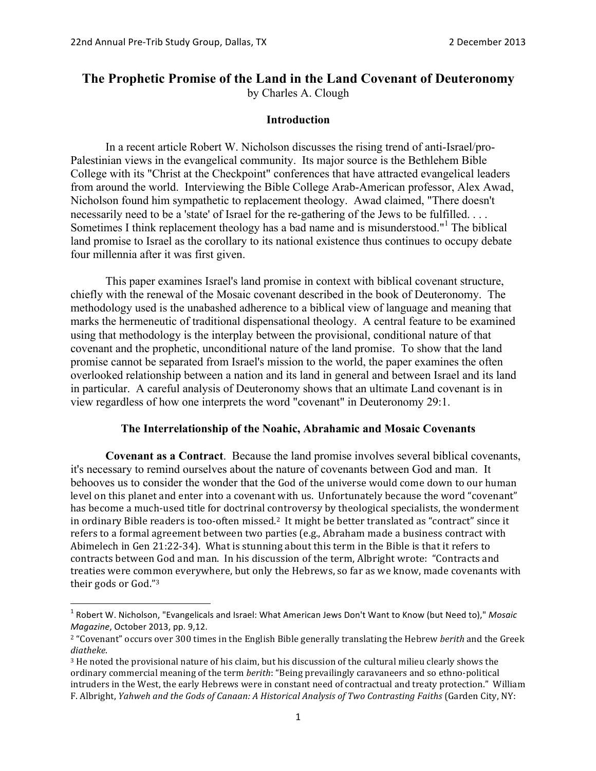# The Prophetic Promise of the Land in the Land Covenant of Deuteronomy

by Charles A. Clough

## Introduction

In a recent article Robert W. Nicholson discusses the rising trend of anti-Israel/pro-Palestinian views in the evangelical community. Its major source is the Bethlehem Bible College with its "Christ at the Checkpoint" conferences that have attracted evangelical leaders from around the world. Interviewing the Bible College Arab-American professor, Alex Awad, Nicholson found him sympathetic to replacement theology. Awad claimed, "There doesn't necessarily need to be a 'state' of Israel for the re-gathering of the Jews to be fulfilled. . . . Sometimes I think replacement theology has a bad name and is misunderstood."[1] The biblical land promise to Israel as the corollary to its national existence thus continues to occupy debate four millennia after it was first given.

This paper examines Israel's land promise in context with biblical covenant structure, chiefly with the renewal of the Mosaic covenant described in the book of Deuteronomy. The methodology used is the unabashed adherence to a biblical view of language and meaning that marks the hermeneutic of traditional dispensational theology. A central feature to be examined using that methodology is the interplay between the provisional, conditional nature of that covenant and the prophetic, unconditional nature of the land promise. To show that the land promise cannot be separated from Israel's mission to the world, the paper examines the often overlooked relationship between a nation and its land in general and between Israel and its land in particular. A careful analysis of Deuteronomy shows that an ultimate Land covenant is in view regardless of how one interprets the word "covenant" in Deuteronomy 29:1.

## The Interrelationship of the Noahic, Abrahamic and Mosaic Covenants

**Covenant as a Contract**. Because the land promise involves several biblical covenants, it's necessary to remind ourselves about the nature of covenants between God and man. It behooves us to consider the wonder that the God of the universe would come down to our human level on this planet and enter into a covenant with us. Unfortunately because the word "covenant" has become a much-used title for doctrinal controversy by theological specialists, the wonderment in ordinary Bible readers is too-often missed.[2] It might be better translated as "contract" since it refers to a formal agreement between two parties (e.g., Abraham made a business contract with Abimelech in Gen 21:22-34). What is stunning about this term in the Bible is that it refers to contracts between God and man. In his discussion of the term, Albright wrote: "Contracts and treaties were common everywhere, but only the Hebrews, so far as we know, made covenants with their gods or God."[3]

---

[1] Robert W. Nicholson, "Evangelicals and Israel: What American Jews Don't Want to Know (but Need to)," *Mosaic Magazine*, October 2013, pp. 9,12.

[2] "Covenant" occurs over 300 times in the English Bible generally translating the Hebrew *berith* and the Greek *diatheke*.

[3] He noted the provisional nature of his claim, but his discussion of the cultural milieu clearly shows the ordinary commercial meaning of the term *berith*: "Being prevailingly caravaneers and so ethno-political intruders in the West, the early Hebrews were in constant need of contractual and treaty protection." William F. Albright, *Yahweh and the Gods of Canaan: A Historical Analysis of Two Contrasting Faiths* (Garden City, NY: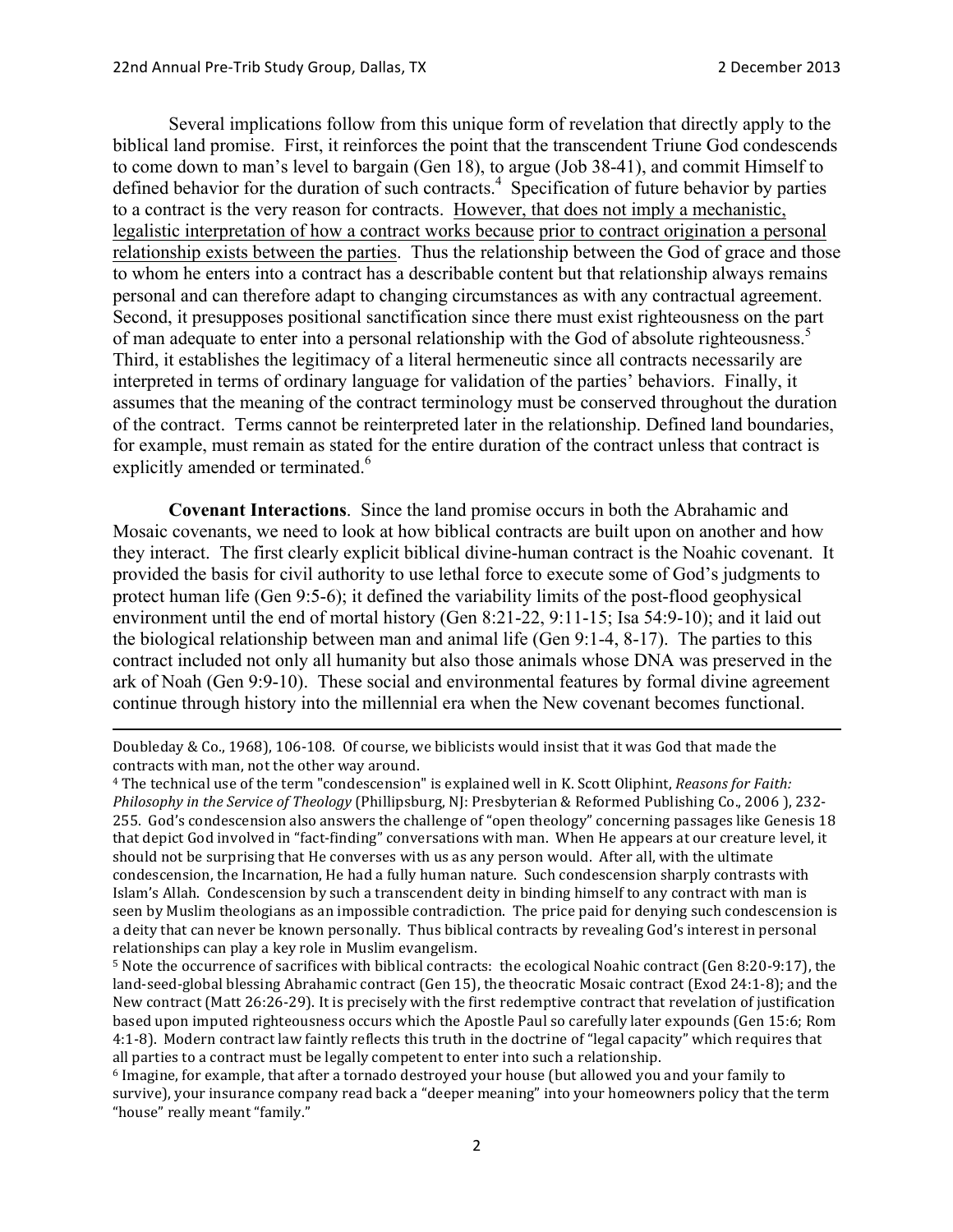Several implications follow from this unique form of revelation that directly apply to the biblical land promise. First, it reinforces the point that the transcendent Triune God condescends to come down to man's level to bargain (Gen 18), to argue (Job 38-41), and commit Himself to defined behavior for the duration of such contracts.[4] Specification of future behavior by parties to a contract is the very reason for contracts. <u>However, that does not imply a mechanistic, legalistic interpretation of how a contract works because</u> <u>prior to contract origination a personal relationship exists between the parties</u>. Thus the relationship between the God of grace and those to whom he enters into a contract has a describable content but that relationship always remains personal and can therefore adapt to changing circumstances as with any contractual agreement. Second, it presupposes positional sanctification since there must exist righteousness on the part of man adequate to enter into a personal relationship with the God of absolute righteousness.[5] Third, it establishes the legitimacy of a literal hermeneutic since all contracts necessarily are interpreted in terms of ordinary language for validation of the parties' behaviors. Finally, it assumes that the meaning of the contract terminology must be conserved throughout the duration of the contract. Terms cannot be reinterpreted later in the relationship. Defined land boundaries, for example, must remain as stated for the entire duration of the contract unless that contract is explicitly amended or terminated.[6]

**Covenant Interactions**. Since the land promise occurs in both the Abrahamic and Mosaic covenants, we need to look at how biblical contracts are built upon on another and how they interact. The first clearly explicit biblical divine-human contract is the Noahic covenant. It provided the basis for civil authority to use lethal force to execute some of God's judgments to protect human life (Gen 9:5-6); it defined the variability limits of the post-flood geophysical environment until the end of mortal history (Gen 8:21-22, 9:11-15; Isa 54:9-10); and it laid out the biological relationship between man and animal life (Gen 9:1-4, 8-17). The parties to this contract included not only all humanity but also those animals whose DNA was preserved in the ark of Noah (Gen 9:9-10). These social and environmental features by formal divine agreement continue through history into the millennial era when the New covenant becomes functional.

---

Doubleday & Co., 1968), 106-108. Of course, we biblicists would insist that it was God that made the contracts with man, not the other way around.

[4] The technical use of the term "condescension" is explained well in K. Scott Oliphint, *Reasons for Faith: Philosophy in the Service of Theology* (Phillipsburg, NJ: Presbyterian & Reformed Publishing Co., 2006 ), 232-255. God's condescension also answers the challenge of "open theology" concerning passages like Genesis 18 that depict God involved in "fact-finding" conversations with man. When He appears at our creature level, it should not be surprising that He converses with us as any person would. After all, with the ultimate condescension, the Incarnation, He had a fully human nature. Such condescension sharply contrasts with Islam's Allah. Condescension by such a transcendent deity in binding himself to any contract with man is seen by Muslim theologians as an impossible contradiction. The price paid for denying such condescension is a deity that can never be known personally. Thus biblical contracts by revealing God's interest in personal relationships can play a key role in Muslim evangelism.

[5] Note the occurrence of sacrifices with biblical contracts: the ecological Noahic contract (Gen 8:20-9:17), the land-seed-global blessing Abrahamic contract (Gen 15), the theocratic Mosaic contract (Exod 24:1-8); and the New contract (Matt 26:26-29). It is precisely with the first redemptive contract that revelation of justification based upon imputed righteousness occurs which the Apostle Paul so carefully later expounds (Gen 15:6; Rom 4:1-8). Modern contract law faintly reflects this truth in the doctrine of "legal capacity" which requires that all parties to a contract must be legally competent to enter into such a relationship.

[6] Imagine, for example, that after a tornado destroyed your house (but allowed you and your family to survive), your insurance company read back a "deeper meaning" into your homeowners policy that the term "house" really meant "family."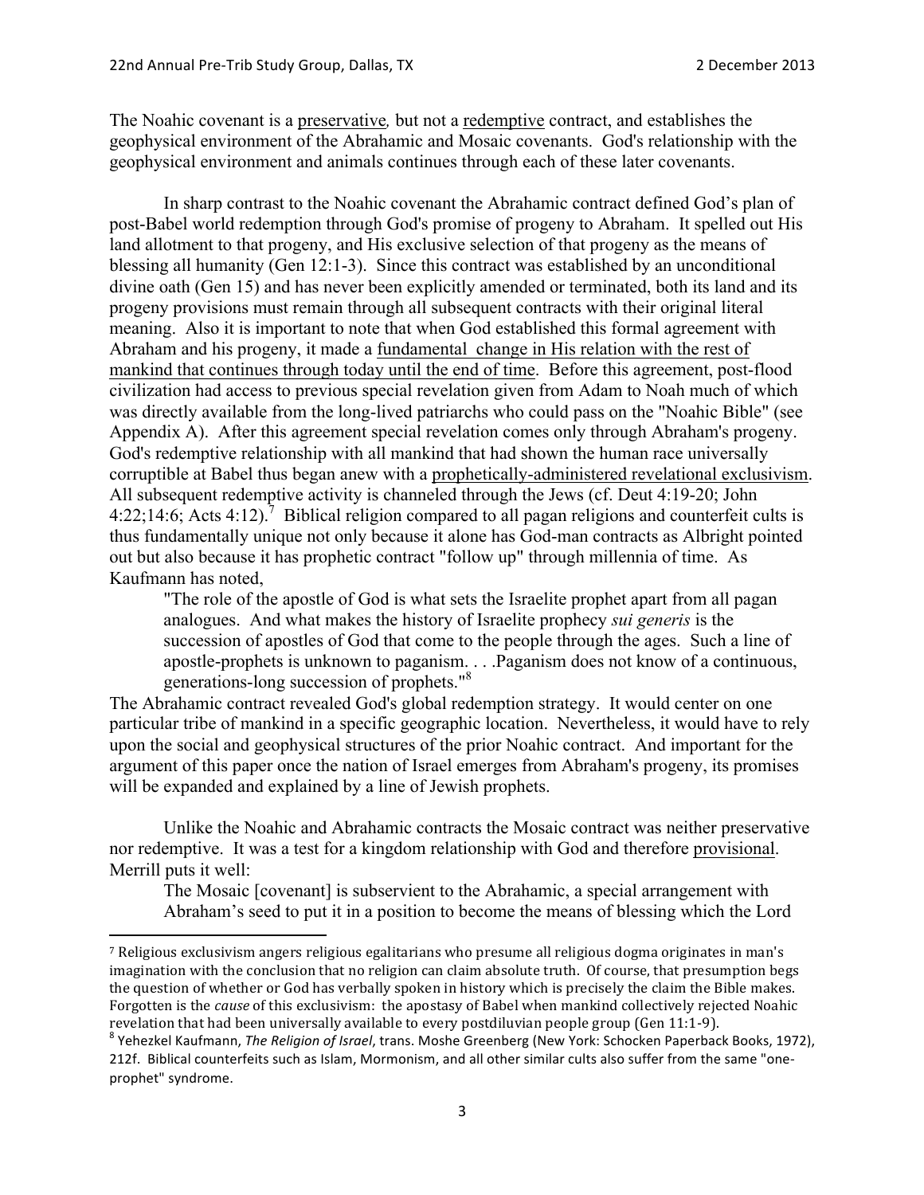The Noahic covenant is a <u>preservative</u>, but not a <u>redemptive</u> contract, and establishes the geophysical environment of the Abrahamic and Mosaic covenants. God's relationship with the geophysical environment and animals continues through each of these later covenants.

In sharp contrast to the Noahic covenant the Abrahamic contract defined God's plan of post-Babel world redemption through God's promise of progeny to Abraham. It spelled out His land allotment to that progeny, and His exclusive selection of that progeny as the means of blessing all humanity (Gen 12:1-3). Since this contract was established by an unconditional divine oath (Gen 15) and has never been explicitly amended or terminated, both its land and its progeny provisions must remain through all subsequent contracts with their original literal meaning. Also it is important to note that when God established this formal agreement with Abraham and his progeny, it made a <u>fundamental change in His relation with the rest of mankind that continues through today until the end of time</u>. Before this agreement, post-flood civilization had access to previous special revelation given from Adam to Noah much of which was directly available from the long-lived patriarchs who could pass on the "Noahic Bible" (see Appendix A). After this agreement special revelation comes only through Abraham's progeny. God's redemptive relationship with all mankind that had shown the human race universally corruptible at Babel thus began anew with a <u>prophetically-administered revelational exclusivism</u>. All subsequent redemptive activity is channeled through the Jews (cf. Deut 4:19-20; John 4:22;14:6; Acts 4:12).[7] Biblical religion compared to all pagan religions and counterfeit cults is thus fundamentally unique not only because it alone has God-man contracts as Albright pointed out but also because it has prophetic contract "follow up" through millennia of time. As Kaufmann has noted,

> "The role of the apostle of God is what sets the Israelite prophet apart from all pagan analogues. And what makes the history of Israelite prophecy *sui generis* is the succession of apostles of God that come to the people through the ages. Such a line of apostle-prophets is unknown to paganism. . . .Paganism does not know of a continuous, generations-long succession of prophets."[8]

The Abrahamic contract revealed God's global redemption strategy. It would center on one particular tribe of mankind in a specific geographic location. Nevertheless, it would have to rely upon the social and geophysical structures of the prior Noahic contract. And important for the argument of this paper once the nation of Israel emerges from Abraham's progeny, its promises will be expanded and explained by a line of Jewish prophets.

Unlike the Noahic and Abrahamic contracts the Mosaic contract was neither preservative nor redemptive. It was a test for a kingdom relationship with God and therefore <u>provisional</u>. Merrill puts it well:

> The Mosaic [covenant] is subservient to the Abrahamic, a special arrangement with Abraham's seed to put it in a position to become the means of blessing which the Lord

---

[7] Religious exclusivism angers religious egalitarians who presume all religious dogma originates in man's imagination with the conclusion that no religion can claim absolute truth. Of course, that presumption begs the question of whether or God has verbally spoken in history which is precisely the claim the Bible makes. Forgotten is the *cause* of this exclusivism: the apostasy of Babel when mankind collectively rejected Noahic revelation that had been universally available to every postdiluvian people group (Gen 11:1-9).

[8] Yehezkel Kaufmann, *The Religion of Israel*, trans. Moshe Greenberg (New York: Schocken Paperback Books, 1972), 212f. Biblical counterfeits such as Islam, Mormonism, and all other similar cults also suffer from the same "one-prophet" syndrome.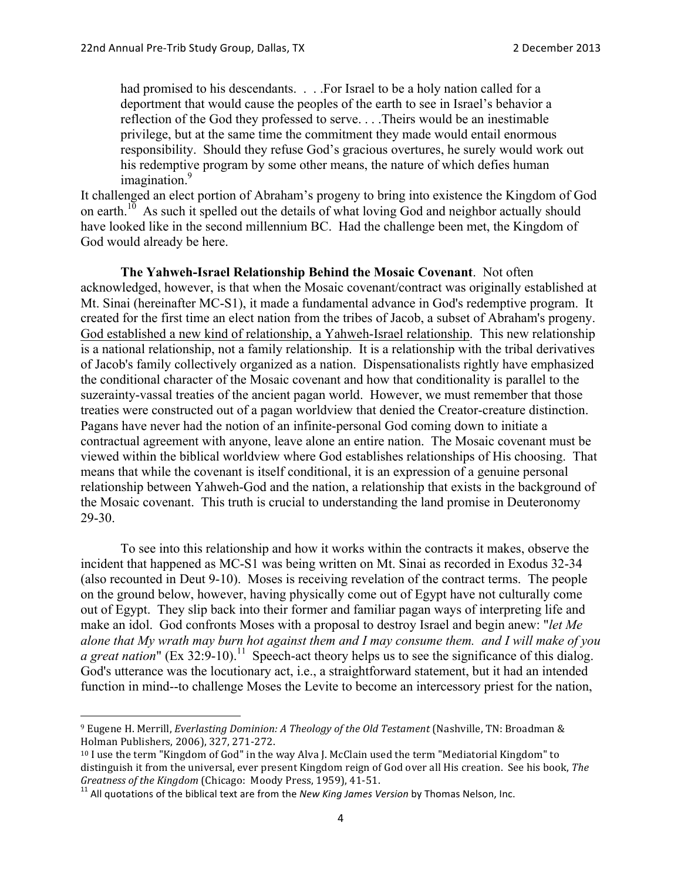> had promised to his descendants. . . .For Israel to be a holy nation called for a deportment that would cause the peoples of the earth to see in Israel's behavior a reflection of the God they professed to serve. . . .Theirs would be an inestimable privilege, but at the same time the commitment they made would entail enormous responsibility. Should they refuse God's gracious overtures, he surely would work out his redemptive program by some other means, the nature of which defies human imagination.[9]

It challenged an elect portion of Abraham's progeny to bring into existence the Kingdom of God on earth.[10] As such it spelled out the details of what loving God and neighbor actually should have looked like in the second millennium BC. Had the challenge been met, the Kingdom of God would already be here.

**The Yahweh-Israel Relationship Behind the Mosaic Covenant**. Not often acknowledged, however, is that when the Mosaic covenant/contract was originally established at Mt. Sinai (hereinafter MC-S1), it made a fundamental advance in God's redemptive program. It created for the first time an elect nation from the tribes of Jacob, a subset of Abraham's progeny. <u>God established a new kind of relationship, a Yahweh-Israel relationship</u>. This new relationship is a national relationship, not a family relationship. It is a relationship with the tribal derivatives of Jacob's family collectively organized as a nation. Dispensationalists rightly have emphasized the conditional character of the Mosaic covenant and how that conditionality is parallel to the suzerainty-vassal treaties of the ancient pagan world. However, we must remember that those treaties were constructed out of a pagan worldview that denied the Creator-creature distinction. Pagans have never had the notion of an infinite-personal God coming down to initiate a contractual agreement with anyone, leave alone an entire nation. The Mosaic covenant must be viewed within the biblical worldview where God establishes relationships of His choosing. That means that while the covenant is itself conditional, it is an expression of a genuine personal relationship between Yahweh-God and the nation, a relationship that exists in the background of the Mosaic covenant. This truth is crucial to understanding the land promise in Deuteronomy 29-30.

To see into this relationship and how it works within the contracts it makes, observe the incident that happened as MC-S1 was being written on Mt. Sinai as recorded in Exodus 32-34 (also recounted in Deut 9-10). Moses is receiving revelation of the contract terms. The people on the ground below, however, having physically come out of Egypt have not culturally come out of Egypt. They slip back into their former and familiar pagan ways of interpreting life and make an idol. God confronts Moses with a proposal to destroy Israel and begin anew: "*let Me alone that My wrath may burn hot against them and I may consume them. and I will make of you a great nation*" (Ex 32:9-10).[11] Speech-act theory helps us to see the significance of this dialog. God's utterance was the locutionary act, i.e., a straightforward statement, but it had an intended function in mind--to challenge Moses the Levite to become an intercessory priest for the nation,

---

[9] Eugene H. Merrill, *Everlasting Dominion: A Theology of the Old Testament* (Nashville, TN: Broadman & Holman Publishers, 2006), 327, 271-272.

[10] I use the term "Kingdom of God" in the way Alva J. McClain used the term "Mediatorial Kingdom" to distinguish it from the universal, ever present Kingdom reign of God over all His creation. See his book, *The Greatness of the Kingdom* (Chicago: Moody Press, 1959), 41-51.

[11] All quotations of the biblical text are from the *New King James Version* by Thomas Nelson, Inc.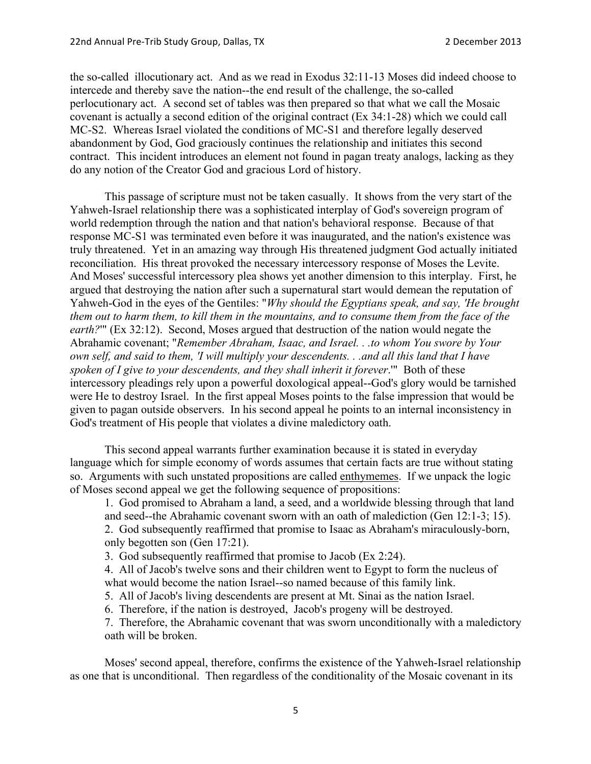the so-called  illocutionary act.  And as we read in Exodus 32:11-13 Moses did indeed choose to intercede and thereby save the nation--the end result of the challenge, the so-called perlocutionary act.  A second set of tables was then prepared so that what we call the Mosaic covenant is actually a second edition of the original contract (Ex 34:1-28) which we could call MC-S2.  Whereas Israel violated the conditions of MC-S1 and therefore legally deserved abandonment by God, God graciously continues the relationship and initiates this second contract.  This incident introduces an element not found in pagan treaty analogs, lacking as they do any notion of the Creator God and gracious Lord of history.

This passage of scripture must not be taken casually.  It shows from the very start of the Yahweh-Israel relationship there was a sophisticated interplay of God's sovereign program of world redemption through the nation and that nation's behavioral response.  Because of that response MC-S1 was terminated even before it was inaugurated, and the nation's existence was truly threatened.  Yet in an amazing way through His threatened judgment God actually initiated reconciliation.  His threat provoked the necessary intercessory response of Moses the Levite.  And Moses' successful intercessory plea shows yet another dimension to this interplay.  First, he argued that destroying the nation after such a supernatural start would demean the reputation of Yahweh-God in the eyes of the Gentiles: "*Why should the Egyptians speak, and say, 'He brought them out to harm them, to kill them in the mountains, and to consume them from the face of the earth?*'" (Ex 32:12).  Second, Moses argued that destruction of the nation would negate the Abrahamic covenant; "*Remember Abraham, Isaac, and Israel. . .to whom You swore by Your own self, and said to them, 'I will multiply your descendents. . .and all this land that I have spoken of I give to your descendents, and they shall inherit it forever*.'"  Both of these intercessory pleadings rely upon a powerful doxological appeal--God's glory would be tarnished were He to destroy Israel.  In the first appeal Moses points to the false impression that would be given to pagan outside observers.  In his second appeal he points to an internal inconsistency in God's treatment of His people that violates a divine maledictory oath.

This second appeal warrants further examination because it is stated in everyday language which for simple economy of words assumes that certain facts are true without stating so.  Arguments with such unstated propositions are called <u>enthymemes</u>.  If we unpack the logic of Moses second appeal we get the following sequence of propositions:

1. God promised to Abraham a land, a seed, and a worldwide blessing through that land and seed--the Abrahamic covenant sworn with an oath of malediction (Gen 12:1-3; 15).
2. God subsequently reaffirmed that promise to Isaac as Abraham's miraculously-born, only begotten son (Gen 17:21).
3. God subsequently reaffirmed that promise to Jacob (Ex 2:24).
4. All of Jacob's twelve sons and their children went to Egypt to form the nucleus of what would become the nation Israel--so named because of this family link.
5. All of Jacob's living descendents are present at Mt. Sinai as the nation Israel.
6. Therefore, if the nation is destroyed,  Jacob's progeny will be destroyed.
7. Therefore, the Abrahamic covenant that was sworn unconditionally with a maledictory oath will be broken.

Moses' second appeal, therefore, confirms the existence of the Yahweh-Israel relationship as one that is unconditional.  Then regardless of the conditionality of the Mosaic covenant in its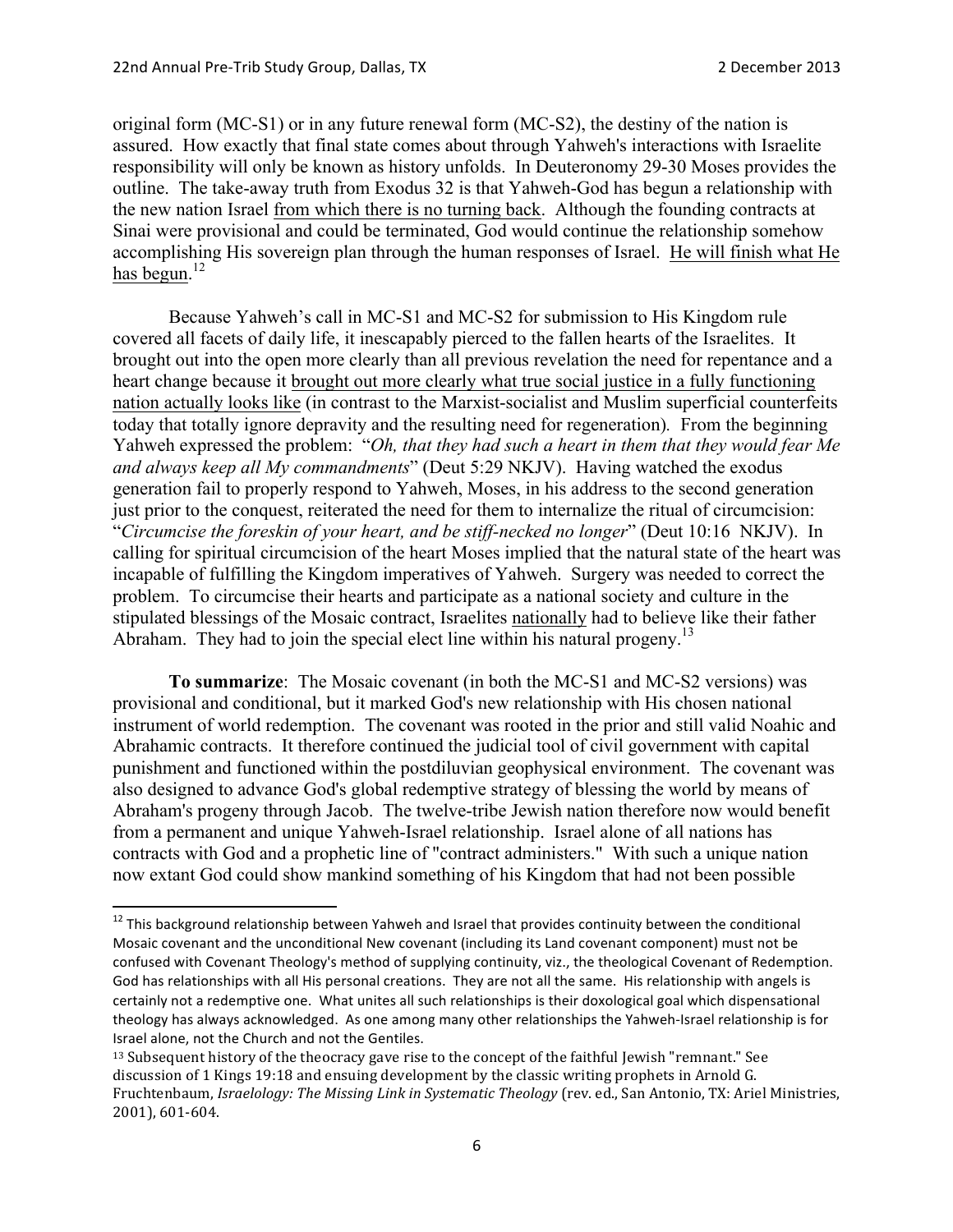original form (MC-S1) or in any future renewal form (MC-S2), the destiny of the nation is assured. How exactly that final state comes about through Yahweh's interactions with Israelite responsibility will only be known as history unfolds. In Deuteronomy 29-30 Moses provides the outline. The take-away truth from Exodus 32 is that Yahweh-God has begun a relationship with the new nation Israel <u>from which there is no turning back</u>. Although the founding contracts at Sinai were provisional and could be terminated, God would continue the relationship somehow accomplishing His sovereign plan through the human responses of Israel. <u>He will finish what He has begun</u>.[12]

Because Yahweh's call in MC-S1 and MC-S2 for submission to His Kingdom rule covered all facets of daily life, it inescapably pierced to the fallen hearts of the Israelites. It brought out into the open more clearly than all previous revelation the need for repentance and a heart change because it <u>brought out more clearly what true social justice in a fully functioning nation actually looks like</u> (in contrast to the Marxist-socialist and Muslim superficial counterfeits today that totally ignore depravity and the resulting need for regeneration). From the beginning Yahweh expressed the problem: "*Oh, that they had such a heart in them that they would fear Me and always keep all My commandments*" (Deut 5:29 NKJV). Having watched the exodus generation fail to properly respond to Yahweh, Moses, in his address to the second generation just prior to the conquest, reiterated the need for them to internalize the ritual of circumcision: "*Circumcise the foreskin of your heart, and be stiff-necked no longer*" (Deut 10:16 NKJV). In calling for spiritual circumcision of the heart Moses implied that the natural state of the heart was incapable of fulfilling the Kingdom imperatives of Yahweh. Surgery was needed to correct the problem. To circumcise their hearts and participate as a national society and culture in the stipulated blessings of the Mosaic contract, Israelites <u>nationally</u> had to believe like their father Abraham. They had to join the special elect line within his natural progeny.[13]

**To summarize**: The Mosaic covenant (in both the MC-S1 and MC-S2 versions) was provisional and conditional, but it marked God's new relationship with His chosen national instrument of world redemption. The covenant was rooted in the prior and still valid Noahic and Abrahamic contracts. It therefore continued the judicial tool of civil government with capital punishment and functioned within the postdiluvian geophysical environment. The covenant was also designed to advance God's global redemptive strategy of blessing the world by means of Abraham's progeny through Jacob. The twelve-tribe Jewish nation therefore now would benefit from a permanent and unique Yahweh-Israel relationship. Israel alone of all nations has contracts with God and a prophetic line of "contract administers." With such a unique nation now extant God could show mankind something of his Kingdom that had not been possible

---

[12] This background relationship between Yahweh and Israel that provides continuity between the conditional Mosaic covenant and the unconditional New covenant (including its Land covenant component) must not be confused with Covenant Theology's method of supplying continuity, viz., the theological Covenant of Redemption. God has relationships with all His personal creations. They are not all the same. His relationship with angels is certainly not a redemptive one. What unites all such relationships is their doxological goal which dispensational theology has always acknowledged. As one among many other relationships the Yahweh-Israel relationship is for Israel alone, not the Church and not the Gentiles.

[13] Subsequent history of the theocracy gave rise to the concept of the faithful Jewish "remnant." See discussion of 1 Kings 19:18 and ensuing development by the classic writing prophets in Arnold G. Fruchtenbaum, *Israelology: The Missing Link in Systematic Theology* (rev. ed., San Antonio, TX: Ariel Ministries, 2001), 601-604.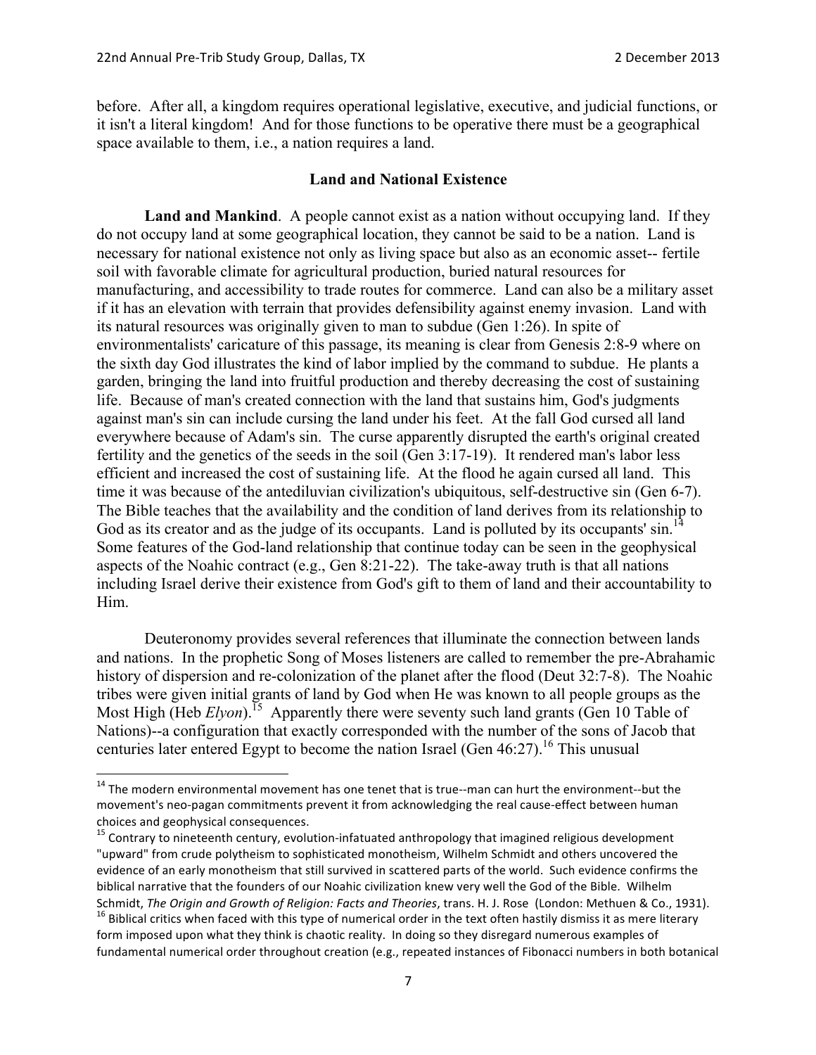before. After all, a kingdom requires operational legislative, executive, and judicial functions, or it isn't a literal kingdom! And for those functions to be operative there must be a geographical space available to them, i.e., a nation requires a land.

## Land and National Existence

**Land and Mankind**. A people cannot exist as a nation without occupying land. If they do not occupy land at some geographical location, they cannot be said to be a nation. Land is necessary for national existence not only as living space but also as an economic asset-- fertile soil with favorable climate for agricultural production, buried natural resources for manufacturing, and accessibility to trade routes for commerce. Land can also be a military asset if it has an elevation with terrain that provides defensibility against enemy invasion. Land with its natural resources was originally given to man to subdue (Gen 1:26). In spite of environmentalists' caricature of this passage, its meaning is clear from Genesis 2:8-9 where on the sixth day God illustrates the kind of labor implied by the command to subdue. He plants a garden, bringing the land into fruitful production and thereby decreasing the cost of sustaining life. Because of man's created connection with the land that sustains him, God's judgments against man's sin can include cursing the land under his feet. At the fall God cursed all land everywhere because of Adam's sin. The curse apparently disrupted the earth's original created fertility and the genetics of the seeds in the soil (Gen 3:17-19). It rendered man's labor less efficient and increased the cost of sustaining life. At the flood he again cursed all land. This time it was because of the antediluvian civilization's ubiquitous, self-destructive sin (Gen 6-7). The Bible teaches that the availability and the condition of land derives from its relationship to God as its creator and as the judge of its occupants. Land is polluted by its occupants' sin.[14] Some features of the God-land relationship that continue today can be seen in the geophysical aspects of the Noahic contract (e.g., Gen 8:21-22). The take-away truth is that all nations including Israel derive their existence from God's gift to them of land and their accountability to Him.

Deuteronomy provides several references that illuminate the connection between lands and nations. In the prophetic Song of Moses listeners are called to remember the pre-Abrahamic history of dispersion and re-colonization of the planet after the flood (Deut 32:7-8). The Noahic tribes were given initial grants of land by God when He was known to all people groups as the Most High (Heb *Elyon*).[15] Apparently there were seventy such land grants (Gen 10 Table of Nations)--a configuration that exactly corresponded with the number of the sons of Jacob that centuries later entered Egypt to become the nation Israel (Gen 46:27).[16] This unusual

---

[14] The modern environmental movement has one tenet that is true--man can hurt the environment--but the movement's neo-pagan commitments prevent it from acknowledging the real cause-effect between human choices and geophysical consequences.

[15] Contrary to nineteenth century, evolution-infatuated anthropology that imagined religious development "upward" from crude polytheism to sophisticated monotheism, Wilhelm Schmidt and others uncovered the evidence of an early monotheism that still survived in scattered parts of the world. Such evidence confirms the biblical narrative that the founders of our Noahic civilization knew very well the God of the Bible. Wilhelm Schmidt, *The Origin and Growth of Religion: Facts and Theories*, trans. H. J. Rose (London: Methuen & Co., 1931).

[16] Biblical critics when faced with this type of numerical order in the text often hastily dismiss it as mere literary form imposed upon what they think is chaotic reality. In doing so they disregard numerous examples of fundamental numerical order throughout creation (e.g., repeated instances of Fibonacci numbers in both botanical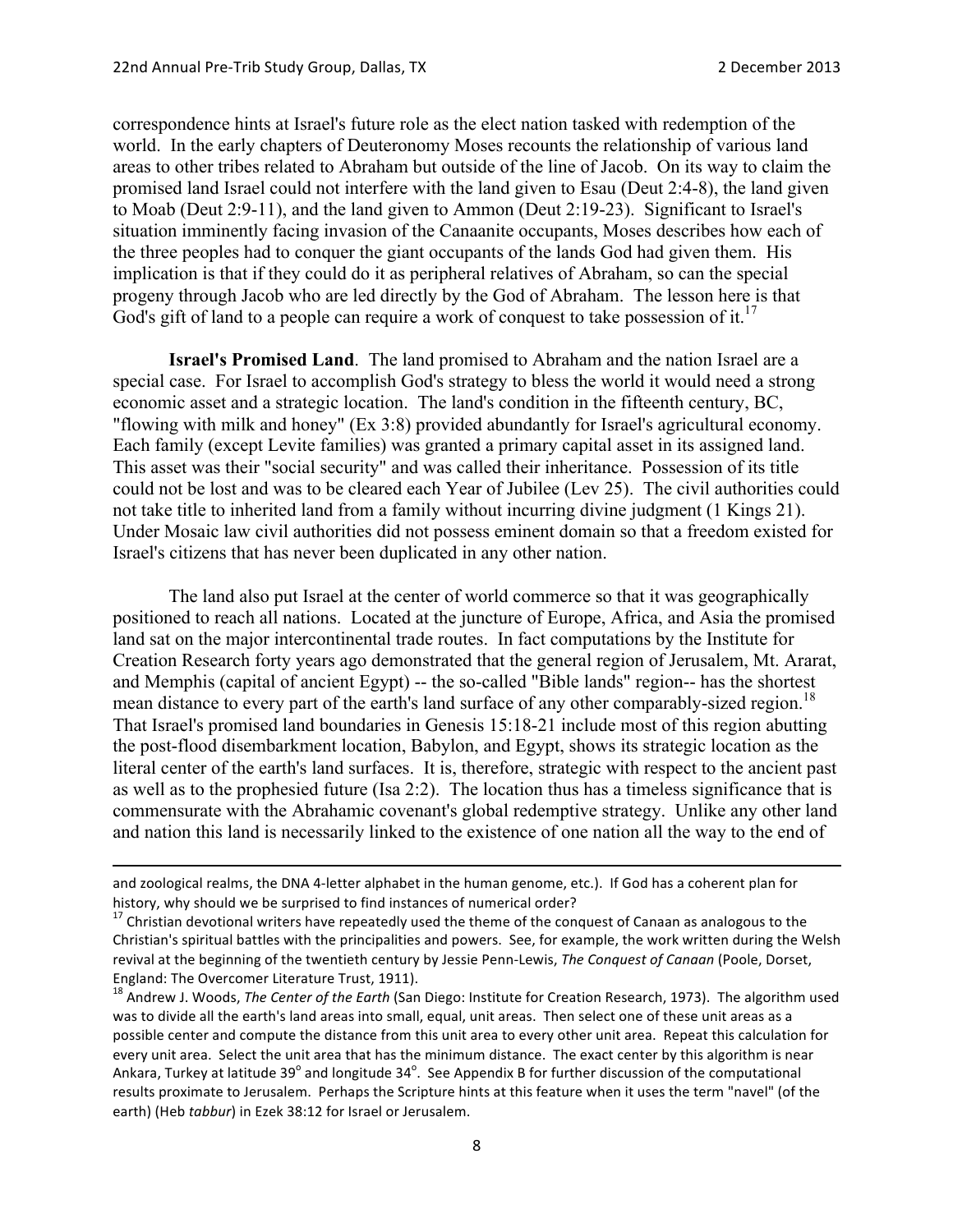correspondence hints at Israel's future role as the elect nation tasked with redemption of the world. In the early chapters of Deuteronomy Moses recounts the relationship of various land areas to other tribes related to Abraham but outside of the line of Jacob. On its way to claim the promised land Israel could not interfere with the land given to Esau (Deut 2:4-8), the land given to Moab (Deut 2:9-11), and the land given to Ammon (Deut 2:19-23). Significant to Israel's situation imminently facing invasion of the Canaanite occupants, Moses describes how each of the three peoples had to conquer the giant occupants of the lands God had given them. His implication is that if they could do it as peripheral relatives of Abraham, so can the special progeny through Jacob who are led directly by the God of Abraham. The lesson here is that God's gift of land to a people can require a work of conquest to take possession of it.[17]

**Israel's Promised Land**. The land promised to Abraham and the nation Israel are a special case. For Israel to accomplish God's strategy to bless the world it would need a strong economic asset and a strategic location. The land's condition in the fifteenth century, BC, "flowing with milk and honey" (Ex 3:8) provided abundantly for Israel's agricultural economy. Each family (except Levite families) was granted a primary capital asset in its assigned land. This asset was their "social security" and was called their inheritance. Possession of its title could not be lost and was to be cleared each Year of Jubilee (Lev 25). The civil authorities could not take title to inherited land from a family without incurring divine judgment (1 Kings 21). Under Mosaic law civil authorities did not possess eminent domain so that a freedom existed for Israel's citizens that has never been duplicated in any other nation.

The land also put Israel at the center of world commerce so that it was geographically positioned to reach all nations. Located at the juncture of Europe, Africa, and Asia the promised land sat on the major intercontinental trade routes. In fact computations by the Institute for Creation Research forty years ago demonstrated that the general region of Jerusalem, Mt. Ararat, and Memphis (capital of ancient Egypt) -- the so-called "Bible lands" region-- has the shortest mean distance to every part of the earth's land surface of any other comparably-sized region.[18] That Israel's promised land boundaries in Genesis 15:18-21 include most of this region abutting the post-flood disembarkment location, Babylon, and Egypt, shows its strategic location as the literal center of the earth's land surfaces. It is, therefore, strategic with respect to the ancient past as well as to the prophesied future (Isa 2:2). The location thus has a timeless significance that is commensurate with the Abrahamic covenant's global redemptive strategy. Unlike any other land and nation this land is necessarily linked to the existence of one nation all the way to the end of

---

and zoological realms, the DNA 4-letter alphabet in the human genome, etc.). If God has a coherent plan for history, why should we be surprised to find instances of numerical order?

[17] Christian devotional writers have repeatedly used the theme of the conquest of Canaan as analogous to the Christian's spiritual battles with the principalities and powers. See, for example, the work written during the Welsh revival at the beginning of the twentieth century by Jessie Penn-Lewis, *The Conquest of Canaan* (Poole, Dorset, England: The Overcomer Literature Trust, 1911).

[18] Andrew J. Woods, *The Center of the Earth* (San Diego: Institute for Creation Research, 1973). The algorithm used was to divide all the earth's land areas into small, equal, unit areas. Then select one of these unit areas as a possible center and compute the distance from this unit area to every other unit area. Repeat this calculation for every unit area. Select the unit area that has the minimum distance. The exact center by this algorithm is near Ankara, Turkey at latitude 39° and longitude 34°. See Appendix B for further discussion of the computational results proximate to Jerusalem. Perhaps the Scripture hints at this feature when it uses the term "navel" (of the earth) (Heb *tabbur*) in Ezek 38:12 for Israel or Jerusalem.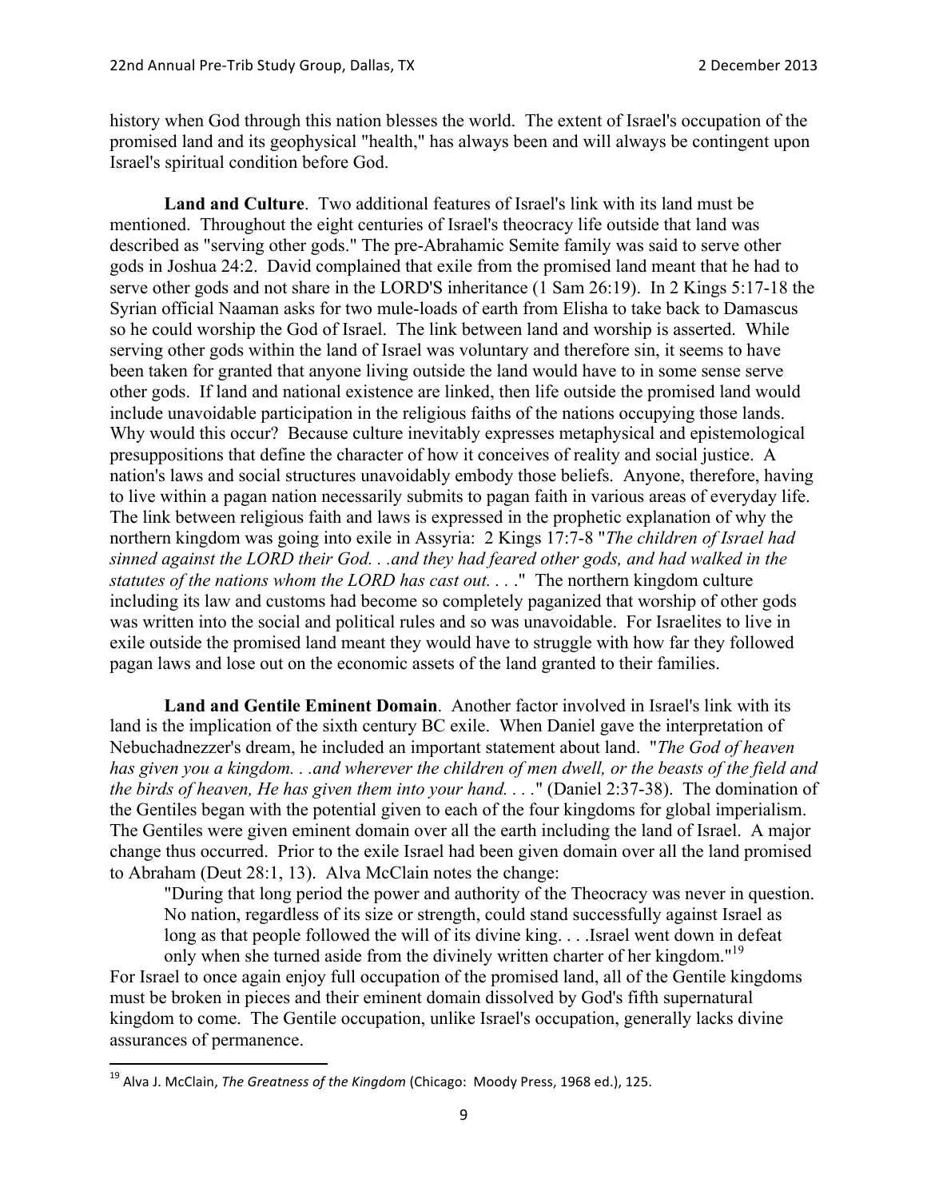history when God through this nation blesses the world. The extent of Israel's occupation of the promised land and its geophysical "health," has always been and will always be contingent upon Israel's spiritual condition before God.

**Land and Culture**. Two additional features of Israel's link with its land must be mentioned. Throughout the eight centuries of Israel's theocracy life outside that land was described as "serving other gods." The pre-Abrahamic Semite family was said to serve other gods in Joshua 24:2. David complained that exile from the promised land meant that he had to serve other gods and not share in the LORD'S inheritance (1 Sam 26:19). In 2 Kings 5:17-18 the Syrian official Naaman asks for two mule-loads of earth from Elisha to take back to Damascus so he could worship the God of Israel. The link between land and worship is asserted. While serving other gods within the land of Israel was voluntary and therefore sin, it seems to have been taken for granted that anyone living outside the land would have to in some sense serve other gods. If land and national existence are linked, then life outside the promised land would include unavoidable participation in the religious faiths of the nations occupying those lands. Why would this occur? Because culture inevitably expresses metaphysical and epistemological presuppositions that define the character of how it conceives of reality and social justice. A nation's laws and social structures unavoidably embody those beliefs. Anyone, therefore, having to live within a pagan nation necessarily submits to pagan faith in various areas of everyday life. The link between religious faith and laws is expressed in the prophetic explanation of why the northern kingdom was going into exile in Assyria: 2 Kings 17:7-8 "*The children of Israel had sinned against the LORD their God. . .and they had feared other gods, and had walked in the statutes of the nations whom the LORD has cast out. . . .*" The northern kingdom culture including its law and customs had become so completely paganized that worship of other gods was written into the social and political rules and so was unavoidable. For Israelites to live in exile outside the promised land meant they would have to struggle with how far they followed pagan laws and lose out on the economic assets of the land granted to their families.

**Land and Gentile Eminent Domain**. Another factor involved in Israel's link with its land is the implication of the sixth century BC exile. When Daniel gave the interpretation of Nebuchadnezzer's dream, he included an important statement about land. "*The God of heaven has given you a kingdom. . .and wherever the children of men dwell, or the beasts of the field and the birds of heaven, He has given them into your hand. . . .*" (Daniel 2:37-38). The domination of the Gentiles began with the potential given to each of the four kingdoms for global imperialism. The Gentiles were given eminent domain over all the earth including the land of Israel. A major change thus occurred. Prior to the exile Israel had been given domain over all the land promised to Abraham (Deut 28:1, 13). Alva McClain notes the change:

> "During that long period the power and authority of the Theocracy was never in question. No nation, regardless of its size or strength, could stand successfully against Israel as long as that people followed the will of its divine king. . . .Israel went down in defeat only when she turned aside from the divinely written charter of her kingdom."[19]

For Israel to once again enjoy full occupation of the promised land, all of the Gentile kingdoms must be broken in pieces and their eminent domain dissolved by God's fifth supernatural kingdom to come. The Gentile occupation, unlike Israel's occupation, generally lacks divine assurances of permanence.

---

[19] Alva J. McClain, *The Greatness of the Kingdom* (Chicago: Moody Press, 1968 ed.), 125.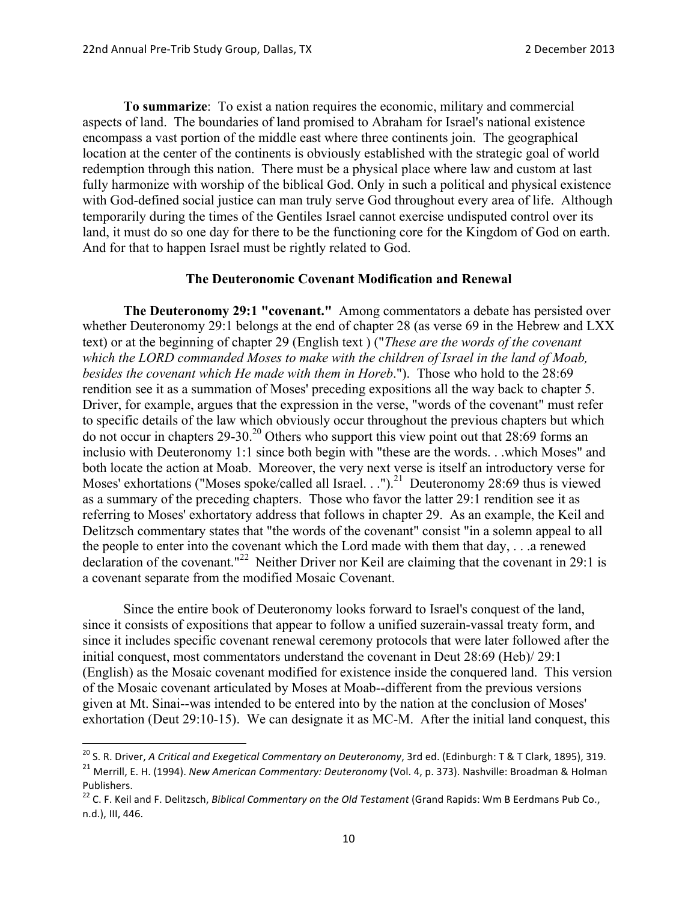**To summarize**: To exist a nation requires the economic, military and commercial aspects of land. The boundaries of land promised to Abraham for Israel's national existence encompass a vast portion of the middle east where three continents join. The geographical location at the center of the continents is obviously established with the strategic goal of world redemption through this nation. There must be a physical place where law and custom at last fully harmonize with worship of the biblical God. Only in such a political and physical existence with God-defined social justice can man truly serve God throughout every area of life. Although temporarily during the times of the Gentiles Israel cannot exercise undisputed control over its land, it must do so one day for there to be the functioning core for the Kingdom of God on earth. And for that to happen Israel must be rightly related to God.

## The Deuteronomic Covenant Modification and Renewal

**The Deuteronomy 29:1 "covenant."** Among commentators a debate has persisted over whether Deuteronomy 29:1 belongs at the end of chapter 28 (as verse 69 in the Hebrew and LXX text) or at the beginning of chapter 29 (English text ) ("*These are the words of the covenant which the LORD commanded Moses to make with the children of Israel in the land of Moab, besides the covenant which He made with them in Horeb*."). Those who hold to the 28:69 rendition see it as a summation of Moses' preceding expositions all the way back to chapter 5. Driver, for example, argues that the expression in the verse, "words of the covenant" must refer to specific details of the law which obviously occur throughout the previous chapters but which do not occur in chapters 29-30.[20] Others who support this view point out that 28:69 forms an inclusio with Deuteronomy 1:1 since both begin with "these are the words. . .which Moses" and both locate the action at Moab. Moreover, the very next verse is itself an introductory verse for Moses' exhortations ("Moses spoke/called all Israel. . .").[21] Deuteronomy 28:69 thus is viewed as a summary of the preceding chapters. Those who favor the latter 29:1 rendition see it as referring to Moses' exhortatory address that follows in chapter 29. As an example, the Keil and Delitzsch commentary states that "the words of the covenant" consist "in a solemn appeal to all the people to enter into the covenant which the Lord made with them that day, . . .a renewed declaration of the covenant."[22] Neither Driver nor Keil are claiming that the covenant in 29:1 is a covenant separate from the modified Mosaic Covenant.

Since the entire book of Deuteronomy looks forward to Israel's conquest of the land, since it consists of expositions that appear to follow a unified suzerain-vassal treaty form, and since it includes specific covenant renewal ceremony protocols that were later followed after the initial conquest, most commentators understand the covenant in Deut 28:69 (Heb)/ 29:1 (English) as the Mosaic covenant modified for existence inside the conquered land. This version of the Mosaic covenant articulated by Moses at Moab--different from the previous versions given at Mt. Sinai--was intended to be entered into by the nation at the conclusion of Moses' exhortation (Deut 29:10-15). We can designate it as MC-M. After the initial land conquest, this

---

[20] S. R. Driver, *A Critical and Exegetical Commentary on Deuteronomy*, 3rd ed. (Edinburgh: T & T Clark, 1895), 319.

[21] Merrill, E. H. (1994). *New American Commentary: Deuteronomy* (Vol. 4, p. 373). Nashville: Broadman & Holman Publishers.

[22] C. F. Keil and F. Delitzsch, *Biblical Commentary on the Old Testament* (Grand Rapids: Wm B Eerdmans Pub Co., n.d.), III, 446.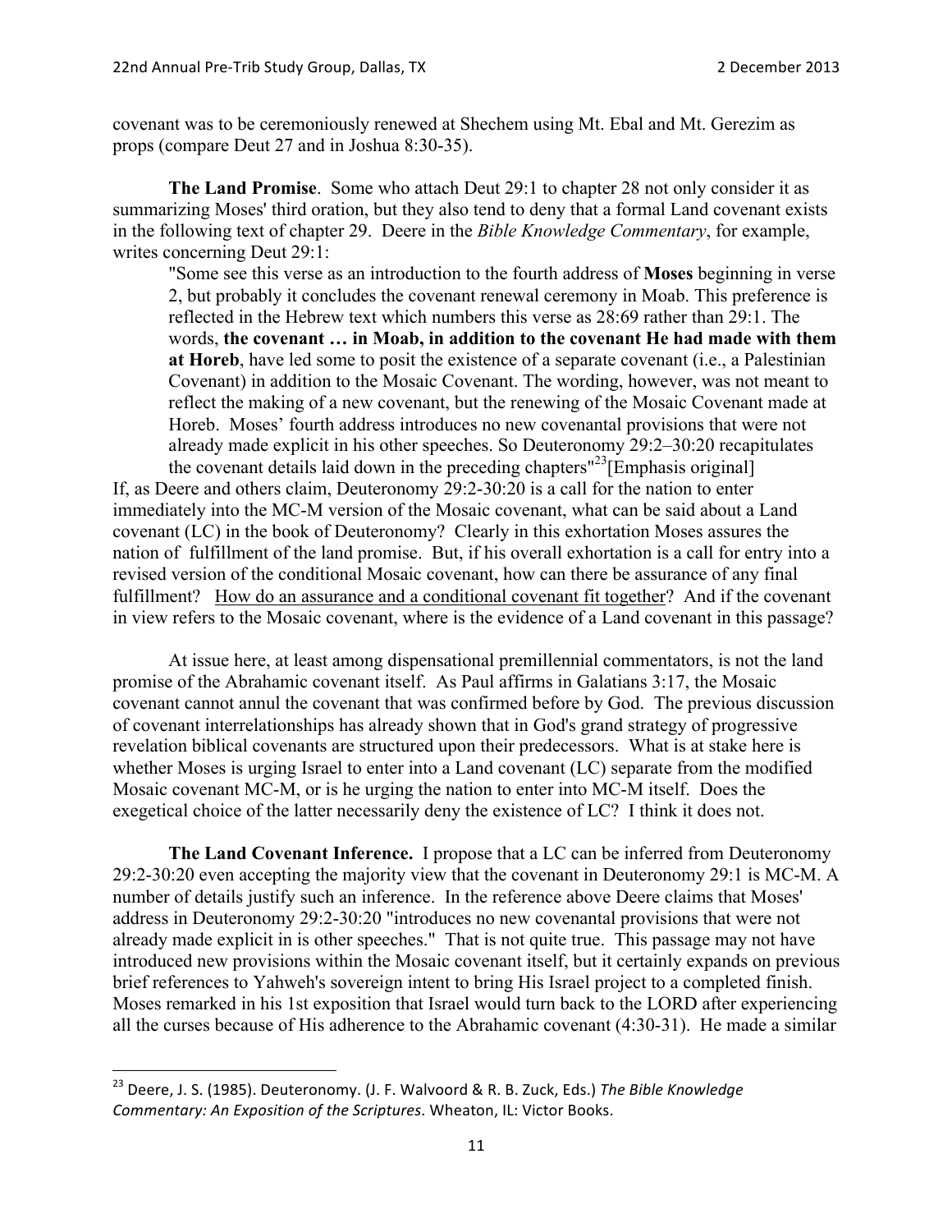covenant was to be ceremoniously renewed at Shechem using Mt. Ebal and Mt. Gerezim as props (compare Deut 27 and in Joshua 8:30-35).

**The Land Promise**. Some who attach Deut 29:1 to chapter 28 not only consider it as summarizing Moses' third oration, but they also tend to deny that a formal Land covenant exists in the following text of chapter 29. Deere in the *Bible Knowledge Commentary*, for example, writes concerning Deut 29:1:

> "Some see this verse as an introduction to the fourth address of **Moses** beginning in verse 2, but probably it concludes the covenant renewal ceremony in Moab. This preference is reflected in the Hebrew text which numbers this verse as 28:69 rather than 29:1. The words, **the covenant … in Moab, in addition to the covenant He had made with them at Horeb**, have led some to posit the existence of a separate covenant (i.e., a Palestinian Covenant) in addition to the Mosaic Covenant. The wording, however, was not meant to reflect the making of a new covenant, but the renewing of the Mosaic Covenant made at Horeb. Moses' fourth address introduces no new covenantal provisions that were not already made explicit in his other speeches. So Deuteronomy 29:2–30:20 recapitulates the covenant details laid down in the preceding chapters"[23][Emphasis original]

If, as Deere and others claim, Deuteronomy 29:2-30:20 is a call for the nation to enter immediately into the MC-M version of the Mosaic covenant, what can be said about a Land covenant (LC) in the book of Deuteronomy? Clearly in this exhortation Moses assures the nation of fulfillment of the land promise. But, if his overall exhortation is a call for entry into a revised version of the conditional Mosaic covenant, how can there be assurance of any final fulfillment? <u>How do an assurance and a conditional covenant fit together</u>? And if the covenant in view refers to the Mosaic covenant, where is the evidence of a Land covenant in this passage?

At issue here, at least among dispensational premillennial commentators, is not the land promise of the Abrahamic covenant itself. As Paul affirms in Galatians 3:17, the Mosaic covenant cannot annul the covenant that was confirmed before by God. The previous discussion of covenant interrelationships has already shown that in God's grand strategy of progressive revelation biblical covenants are structured upon their predecessors. What is at stake here is whether Moses is urging Israel to enter into a Land covenant (LC) separate from the modified Mosaic covenant MC-M, or is he urging the nation to enter into MC-M itself. Does the exegetical choice of the latter necessarily deny the existence of LC? I think it does not.

**The Land Covenant Inference.** I propose that a LC can be inferred from Deuteronomy 29:2-30:20 even accepting the majority view that the covenant in Deuteronomy 29:1 is MC-M. A number of details justify such an inference. In the reference above Deere claims that Moses' address in Deuteronomy 29:2-30:20 "introduces no new covenantal provisions that were not already made explicit in is other speeches." That is not quite true. This passage may not have introduced new provisions within the Mosaic covenant itself, but it certainly expands on previous brief references to Yahweh's sovereign intent to bring His Israel project to a completed finish. Moses remarked in his 1st exposition that Israel would turn back to the LORD after experiencing all the curses because of His adherence to the Abrahamic covenant (4:30-31). He made a similar

---

[23] Deere, J. S. (1985). Deuteronomy. (J. F. Walvoord & R. B. Zuck, Eds.) *The Bible Knowledge Commentary: An Exposition of the Scriptures*. Wheaton, IL: Victor Books.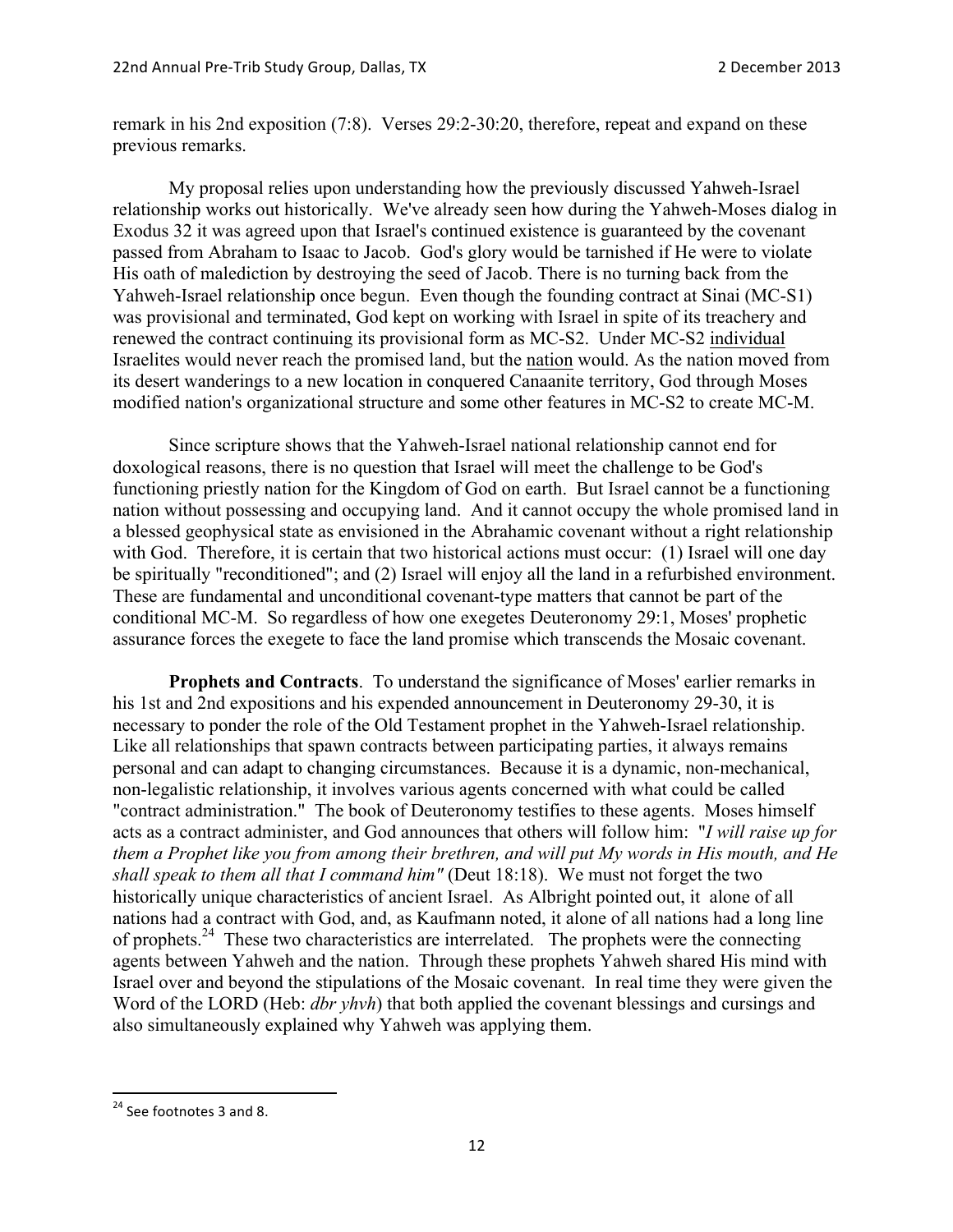remark in his 2nd exposition (7:8). Verses 29:2-30:20, therefore, repeat and expand on these previous remarks.

My proposal relies upon understanding how the previously discussed Yahweh-Israel relationship works out historically. We've already seen how during the Yahweh-Moses dialog in Exodus 32 it was agreed upon that Israel's continued existence is guaranteed by the covenant passed from Abraham to Isaac to Jacob. God's glory would be tarnished if He were to violate His oath of malediction by destroying the seed of Jacob. There is no turning back from the Yahweh-Israel relationship once begun. Even though the founding contract at Sinai (MC-S1) was provisional and terminated, God kept on working with Israel in spite of its treachery and renewed the contract continuing its provisional form as MC-S2. Under MC-S2 <u>individual</u> Israelites would never reach the promised land, but the <u>nation</u> would. As the nation moved from its desert wanderings to a new location in conquered Canaanite territory, God through Moses modified nation's organizational structure and some other features in MC-S2 to create MC-M.

Since scripture shows that the Yahweh-Israel national relationship cannot end for doxological reasons, there is no question that Israel will meet the challenge to be God's functioning priestly nation for the Kingdom of God on earth. But Israel cannot be a functioning nation without possessing and occupying land. And it cannot occupy the whole promised land in a blessed geophysical state as envisioned in the Abrahamic covenant without a right relationship with God. Therefore, it is certain that two historical actions must occur: (1) Israel will one day be spiritually "reconditioned"; and (2) Israel will enjoy all the land in a refurbished environment. These are fundamental and unconditional covenant-type matters that cannot be part of the conditional MC-M. So regardless of how one exegetes Deuteronomy 29:1, Moses' prophetic assurance forces the exegete to face the land promise which transcends the Mosaic covenant.

**Prophets and Contracts**. To understand the significance of Moses' earlier remarks in his 1st and 2nd expositions and his expended announcement in Deuteronomy 29-30, it is necessary to ponder the role of the Old Testament prophet in the Yahweh-Israel relationship. Like all relationships that spawn contracts between participating parties, it always remains personal and can adapt to changing circumstances. Because it is a dynamic, non-mechanical, non-legalistic relationship, it involves various agents concerned with what could be called "contract administration." The book of Deuteronomy testifies to these agents. Moses himself acts as a contract administer, and God announces that others will follow him: "*I will raise up for them a Prophet like you from among their brethren, and will put My words in His mouth, and He shall speak to them all that I command him"* (Deut 18:18). We must not forget the two historically unique characteristics of ancient Israel. As Albright pointed out, it alone of all nations had a contract with God, and, as Kaufmann noted, it alone of all nations had a long line of prophets.[24] These two characteristics are interrelated. The prophets were the connecting agents between Yahweh and the nation. Through these prophets Yahweh shared His mind with Israel over and beyond the stipulations of the Mosaic covenant. In real time they were given the Word of the LORD (Heb: *dbr yhvh*) that both applied the covenant blessings and cursings and also simultaneously explained why Yahweh was applying them.

---

[24] See footnotes 3 and 8.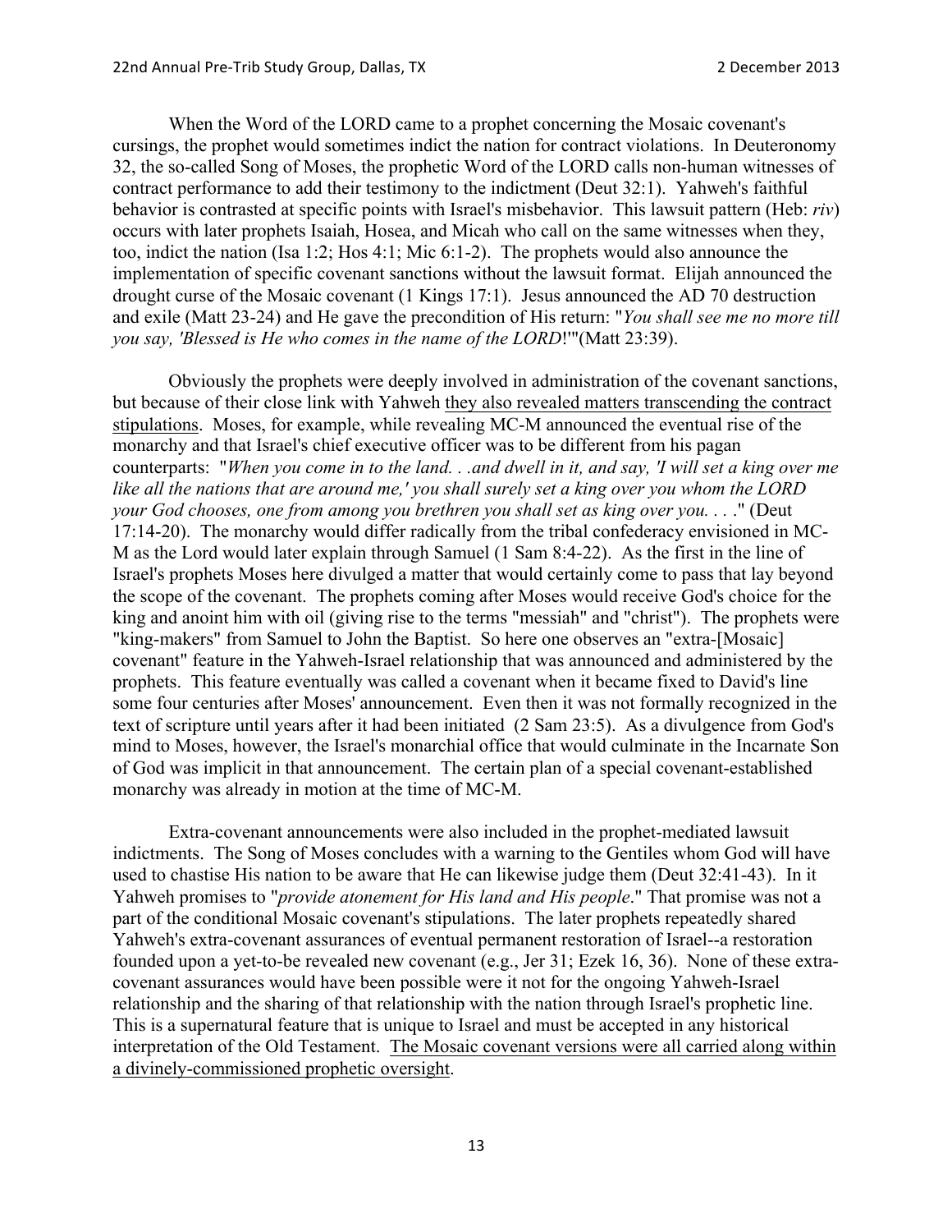When the Word of the LORD came to a prophet concerning the Mosaic covenant's cursings, the prophet would sometimes indict the nation for contract violations. In Deuteronomy 32, the so-called Song of Moses, the prophetic Word of the LORD calls non-human witnesses of contract performance to add their testimony to the indictment (Deut 32:1). Yahweh's faithful behavior is contrasted at specific points with Israel's misbehavior. This lawsuit pattern (Heb: *riv*) occurs with later prophets Isaiah, Hosea, and Micah who call on the same witnesses when they, too, indict the nation (Isa 1:2; Hos 4:1; Mic 6:1-2). The prophets would also announce the implementation of specific covenant sanctions without the lawsuit format. Elijah announced the drought curse of the Mosaic covenant (1 Kings 17:1). Jesus announced the AD 70 destruction and exile (Matt 23-24) and He gave the precondition of His return: "*You shall see me no more till you say, 'Blessed is He who comes in the name of the LORD*!'"(Matt 23:39).

Obviously the prophets were deeply involved in administration of the covenant sanctions, but because of their close link with Yahweh <u>they also revealed matters transcending the contract stipulations</u>. Moses, for example, while revealing MC-M announced the eventual rise of the monarchy and that Israel's chief executive officer was to be different from his pagan counterparts: "*When you come in to the land. . .and dwell in it, and say, 'I will set a king over me like all the nations that are around me,' you shall surely set a king over you whom the LORD your God chooses, one from among you brethren you shall set as king over you. . . .*" (Deut 17:14-20). The monarchy would differ radically from the tribal confederacy envisioned in MC-M as the Lord would later explain through Samuel (1 Sam 8:4-22). As the first in the line of Israel's prophets Moses here divulged a matter that would certainly come to pass that lay beyond the scope of the covenant. The prophets coming after Moses would receive God's choice for the king and anoint him with oil (giving rise to the terms "messiah" and "christ"). The prophets were "king-makers" from Samuel to John the Baptist. So here one observes an "extra-[Mosaic] covenant" feature in the Yahweh-Israel relationship that was announced and administered by the prophets. This feature eventually was called a covenant when it became fixed to David's line some four centuries after Moses' announcement. Even then it was not formally recognized in the text of scripture until years after it had been initiated (2 Sam 23:5). As a divulgence from God's mind to Moses, however, the Israel's monarchial office that would culminate in the Incarnate Son of God was implicit in that announcement. The certain plan of a special covenant-established monarchy was already in motion at the time of MC-M.

Extra-covenant announcements were also included in the prophet-mediated lawsuit indictments. The Song of Moses concludes with a warning to the Gentiles whom God will have used to chastise His nation to be aware that He can likewise judge them (Deut 32:41-43). In it Yahweh promises to "*provide atonement for His land and His people*." That promise was not a part of the conditional Mosaic covenant's stipulations. The later prophets repeatedly shared Yahweh's extra-covenant assurances of eventual permanent restoration of Israel--a restoration founded upon a yet-to-be revealed new covenant (e.g., Jer 31; Ezek 16, 36). None of these extra-covenant assurances would have been possible were it not for the ongoing Yahweh-Israel relationship and the sharing of that relationship with the nation through Israel's prophetic line. This is a supernatural feature that is unique to Israel and must be accepted in any historical interpretation of the Old Testament. <u>The Mosaic covenant versions were all carried along within a divinely-commissioned prophetic oversight</u>.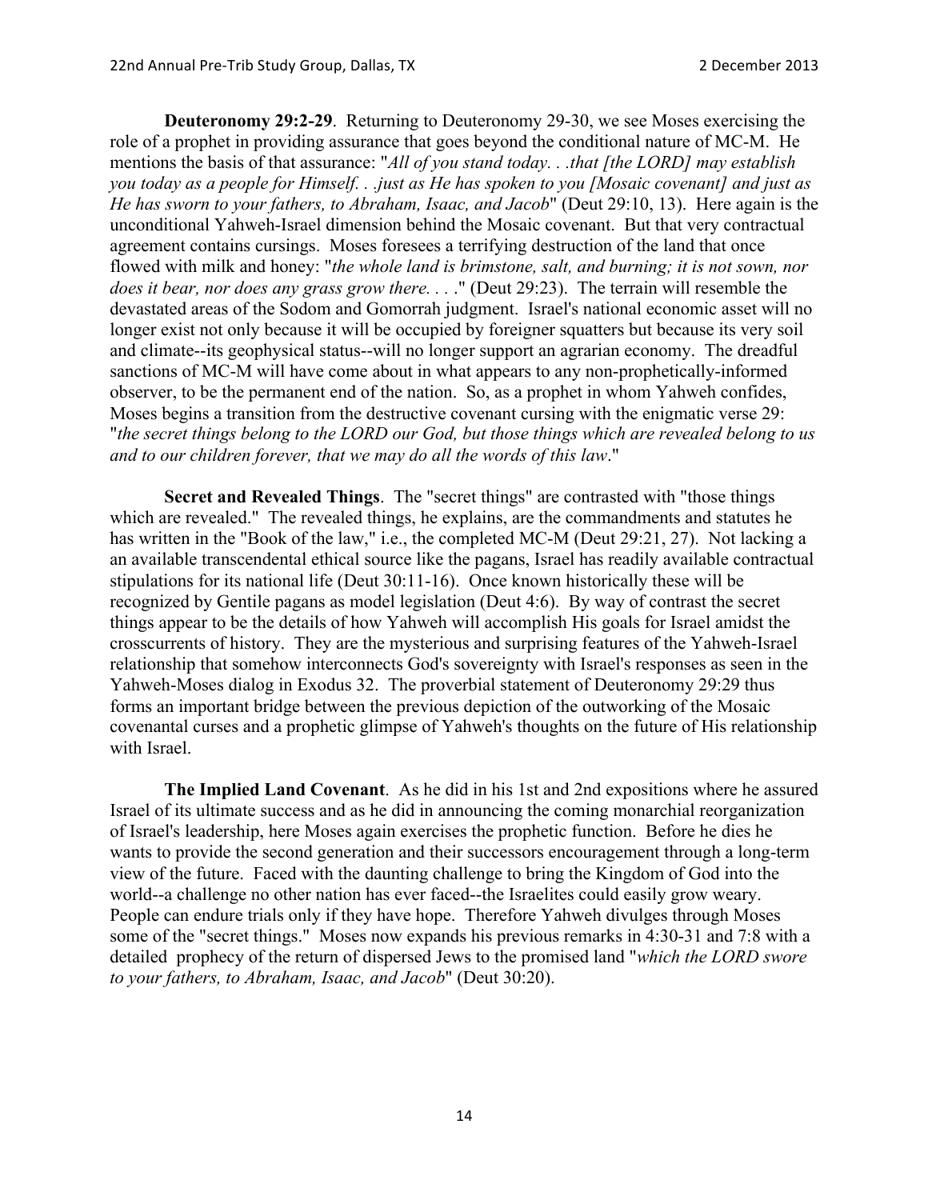**Deuteronomy 29:2-29**. Returning to Deuteronomy 29-30, we see Moses exercising the role of a prophet in providing assurance that goes beyond the conditional nature of MC-M. He mentions the basis of that assurance: "*All of you stand today. . .that [the LORD] may establish you today as a people for Himself. . .just as He has spoken to you [Mosaic covenant] and just as He has sworn to your fathers, to Abraham, Isaac, and Jacob*" (Deut 29:10, 13). Here again is the unconditional Yahweh-Israel dimension behind the Mosaic covenant. But that very contractual agreement contains cursings. Moses foresees a terrifying destruction of the land that once flowed with milk and honey: "*the whole land is brimstone, salt, and burning; it is not sown, nor does it bear, nor does any grass grow there. . . .*" (Deut 29:23). The terrain will resemble the devastated areas of the Sodom and Gomorrah judgment. Israel's national economic asset will no longer exist not only because it will be occupied by foreigner squatters but because its very soil and climate--its geophysical status--will no longer support an agrarian economy. The dreadful sanctions of MC-M will have come about in what appears to any non-prophetically-informed observer, to be the permanent end of the nation. So, as a prophet in whom Yahweh confides, Moses begins a transition from the destructive covenant cursing with the enigmatic verse 29: "*the secret things belong to the LORD our God, but those things which are revealed belong to us and to our children forever, that we may do all the words of this law*."

**Secret and Revealed Things**. The "secret things" are contrasted with "those things which are revealed." The revealed things, he explains, are the commandments and statutes he has written in the "Book of the law," i.e., the completed MC-M (Deut 29:21, 27). Not lacking a an available transcendental ethical source like the pagans, Israel has readily available contractual stipulations for its national life (Deut 30:11-16). Once known historically these will be recognized by Gentile pagans as model legislation (Deut 4:6). By way of contrast the secret things appear to be the details of how Yahweh will accomplish His goals for Israel amidst the crosscurrents of history. They are the mysterious and surprising features of the Yahweh-Israel relationship that somehow interconnects God's sovereignty with Israel's responses as seen in the Yahweh-Moses dialog in Exodus 32. The proverbial statement of Deuteronomy 29:29 thus forms an important bridge between the previous depiction of the outworking of the Mosaic covenantal curses and a prophetic glimpse of Yahweh's thoughts on the future of His relationship with Israel.

**The Implied Land Covenant**. As he did in his 1st and 2nd expositions where he assured Israel of its ultimate success and as he did in announcing the coming monarchial reorganization of Israel's leadership, here Moses again exercises the prophetic function. Before he dies he wants to provide the second generation and their successors encouragement through a long-term view of the future. Faced with the daunting challenge to bring the Kingdom of God into the world--a challenge no other nation has ever faced--the Israelites could easily grow weary. People can endure trials only if they have hope. Therefore Yahweh divulges through Moses some of the "secret things." Moses now expands his previous remarks in 4:30-31 and 7:8 with a detailed prophecy of the return of dispersed Jews to the promised land "*which the LORD swore to your fathers, to Abraham, Isaac, and Jacob*" (Deut 30:20).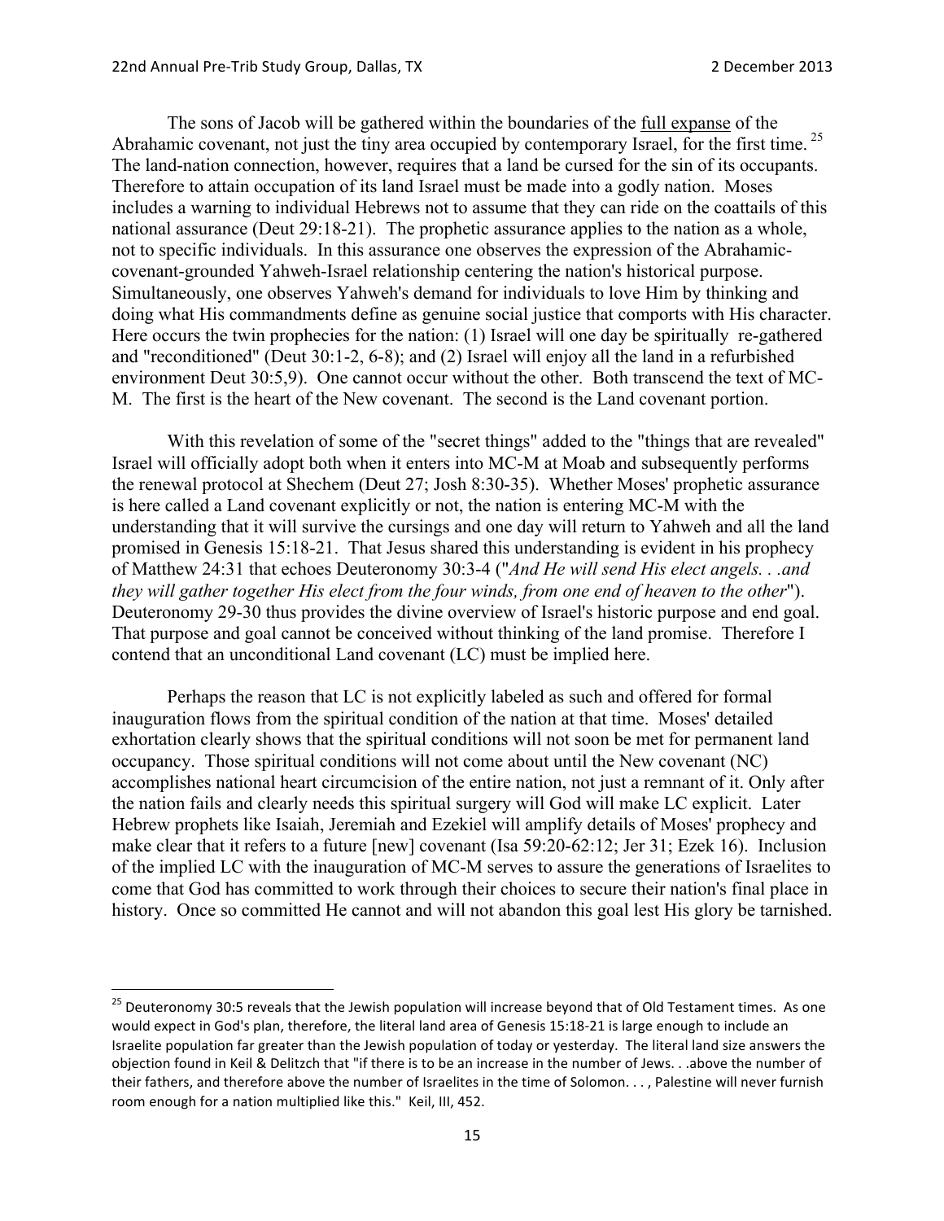The sons of Jacob will be gathered within the boundaries of the <u>full expanse</u> of the Abrahamic covenant, not just the tiny area occupied by contemporary Israel, for the first time. [25] The land-nation connection, however, requires that a land be cursed for the sin of its occupants. Therefore to attain occupation of its land Israel must be made into a godly nation. Moses includes a warning to individual Hebrews not to assume that they can ride on the coattails of this national assurance (Deut 29:18-21). The prophetic assurance applies to the nation as a whole, not to specific individuals. In this assurance one observes the expression of the Abrahamic-covenant-grounded Yahweh-Israel relationship centering the nation's historical purpose. Simultaneously, one observes Yahweh's demand for individuals to love Him by thinking and doing what His commandments define as genuine social justice that comports with His character. Here occurs the twin prophecies for the nation: (1) Israel will one day be spiritually re-gathered and "reconditioned" (Deut 30:1-2, 6-8); and (2) Israel will enjoy all the land in a refurbished environment Deut 30:5,9). One cannot occur without the other. Both transcend the text of MC-M. The first is the heart of the New covenant. The second is the Land covenant portion.

With this revelation of some of the "secret things" added to the "things that are revealed" Israel will officially adopt both when it enters into MC-M at Moab and subsequently performs the renewal protocol at Shechem (Deut 27; Josh 8:30-35). Whether Moses' prophetic assurance is here called a Land covenant explicitly or not, the nation is entering MC-M with the understanding that it will survive the cursings and one day will return to Yahweh and all the land promised in Genesis 15:18-21. That Jesus shared this understanding is evident in his prophecy of Matthew 24:31 that echoes Deuteronomy 30:3-4 ("*And He will send His elect angels. . .and they will gather together His elect from the four winds, from one end of heaven to the other*"). Deuteronomy 29-30 thus provides the divine overview of Israel's historic purpose and end goal. That purpose and goal cannot be conceived without thinking of the land promise. Therefore I contend that an unconditional Land covenant (LC) must be implied here.

Perhaps the reason that LC is not explicitly labeled as such and offered for formal inauguration flows from the spiritual condition of the nation at that time. Moses' detailed exhortation clearly shows that the spiritual conditions will not soon be met for permanent land occupancy. Those spiritual conditions will not come about until the New covenant (NC) accomplishes national heart circumcision of the entire nation, not just a remnant of it. Only after the nation fails and clearly needs this spiritual surgery will God will make LC explicit. Later Hebrew prophets like Isaiah, Jeremiah and Ezekiel will amplify details of Moses' prophecy and make clear that it refers to a future [new] covenant (Isa 59:20-62:12; Jer 31; Ezek 16). Inclusion of the implied LC with the inauguration of MC-M serves to assure the generations of Israelites to come that God has committed to work through their choices to secure their nation's final place in history. Once so committed He cannot and will not abandon this goal lest His glory be tarnished.

---

[25] Deuteronomy 30:5 reveals that the Jewish population will increase beyond that of Old Testament times. As one would expect in God's plan, therefore, the literal land area of Genesis 15:18-21 is large enough to include an Israelite population far greater than the Jewish population of today or yesterday. The literal land size answers the objection found in Keil & Delitzch that "if there is to be an increase in the number of Jews. . .above the number of their fathers, and therefore above the number of Israelites in the time of Solomon. . . , Palestine will never furnish room enough for a nation multiplied like this." Keil, III, 452.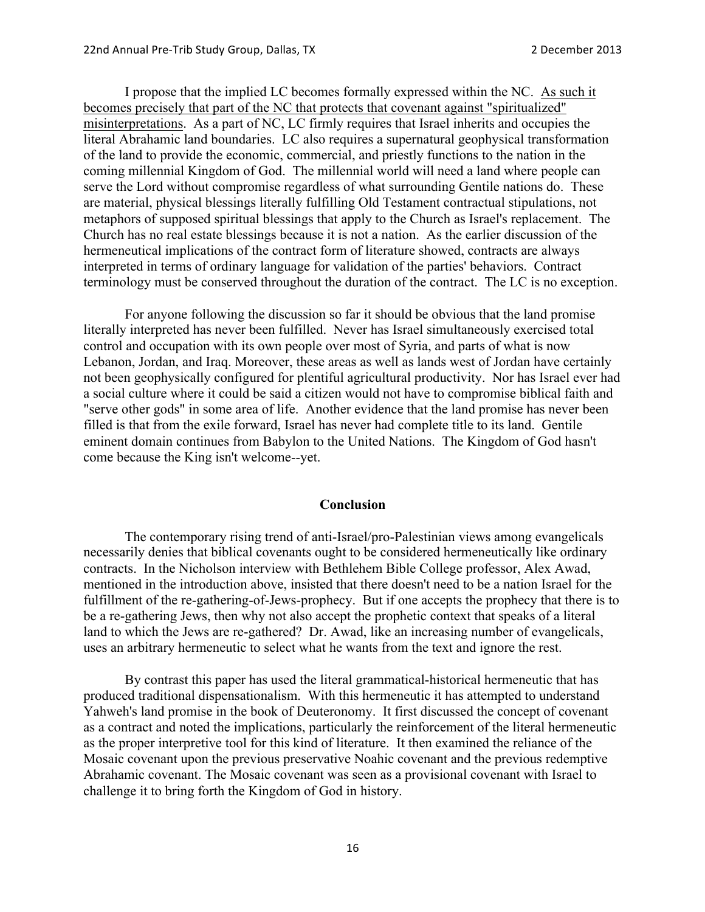I propose that the implied LC becomes formally expressed within the NC. <u>As such it becomes precisely that part of the NC that protects that covenant against "spiritualized" misinterpretations</u>. As a part of NC, LC firmly requires that Israel inherits and occupies the literal Abrahamic land boundaries. LC also requires a supernatural geophysical transformation of the land to provide the economic, commercial, and priestly functions to the nation in the coming millennial Kingdom of God. The millennial world will need a land where people can serve the Lord without compromise regardless of what surrounding Gentile nations do. These are material, physical blessings literally fulfilling Old Testament contractual stipulations, not metaphors of supposed spiritual blessings that apply to the Church as Israel's replacement. The Church has no real estate blessings because it is not a nation. As the earlier discussion of the hermeneutical implications of the contract form of literature showed, contracts are always interpreted in terms of ordinary language for validation of the parties' behaviors. Contract terminology must be conserved throughout the duration of the contract. The LC is no exception.

For anyone following the discussion so far it should be obvious that the land promise literally interpreted has never been fulfilled. Never has Israel simultaneously exercised total control and occupation with its own people over most of Syria, and parts of what is now Lebanon, Jordan, and Iraq. Moreover, these areas as well as lands west of Jordan have certainly not been geophysically configured for plentiful agricultural productivity. Nor has Israel ever had a social culture where it could be said a citizen would not have to compromise biblical faith and "serve other gods" in some area of life. Another evidence that the land promise has never been filled is that from the exile forward, Israel has never had complete title to its land. Gentile eminent domain continues from Babylon to the United Nations. The Kingdom of God hasn't come because the King isn't welcome--yet.

## Conclusion

The contemporary rising trend of anti-Israel/pro-Palestinian views among evangelicals necessarily denies that biblical covenants ought to be considered hermeneutically like ordinary contracts. In the Nicholson interview with Bethlehem Bible College professor, Alex Awad, mentioned in the introduction above, insisted that there doesn't need to be a nation Israel for the fulfillment of the re-gathering-of-Jews-prophecy. But if one accepts the prophecy that there is to be a re-gathering Jews, then why not also accept the prophetic context that speaks of a literal land to which the Jews are re-gathered? Dr. Awad, like an increasing number of evangelicals, uses an arbitrary hermeneutic to select what he wants from the text and ignore the rest.

By contrast this paper has used the literal grammatical-historical hermeneutic that has produced traditional dispensationalism. With this hermeneutic it has attempted to understand Yahweh's land promise in the book of Deuteronomy. It first discussed the concept of covenant as a contract and noted the implications, particularly the reinforcement of the literal hermeneutic as the proper interpretive tool for this kind of literature. It then examined the reliance of the Mosaic covenant upon the previous preservative Noahic covenant and the previous redemptive Abrahamic covenant. The Mosaic covenant was seen as a provisional covenant with Israel to challenge it to bring forth the Kingdom of God in history.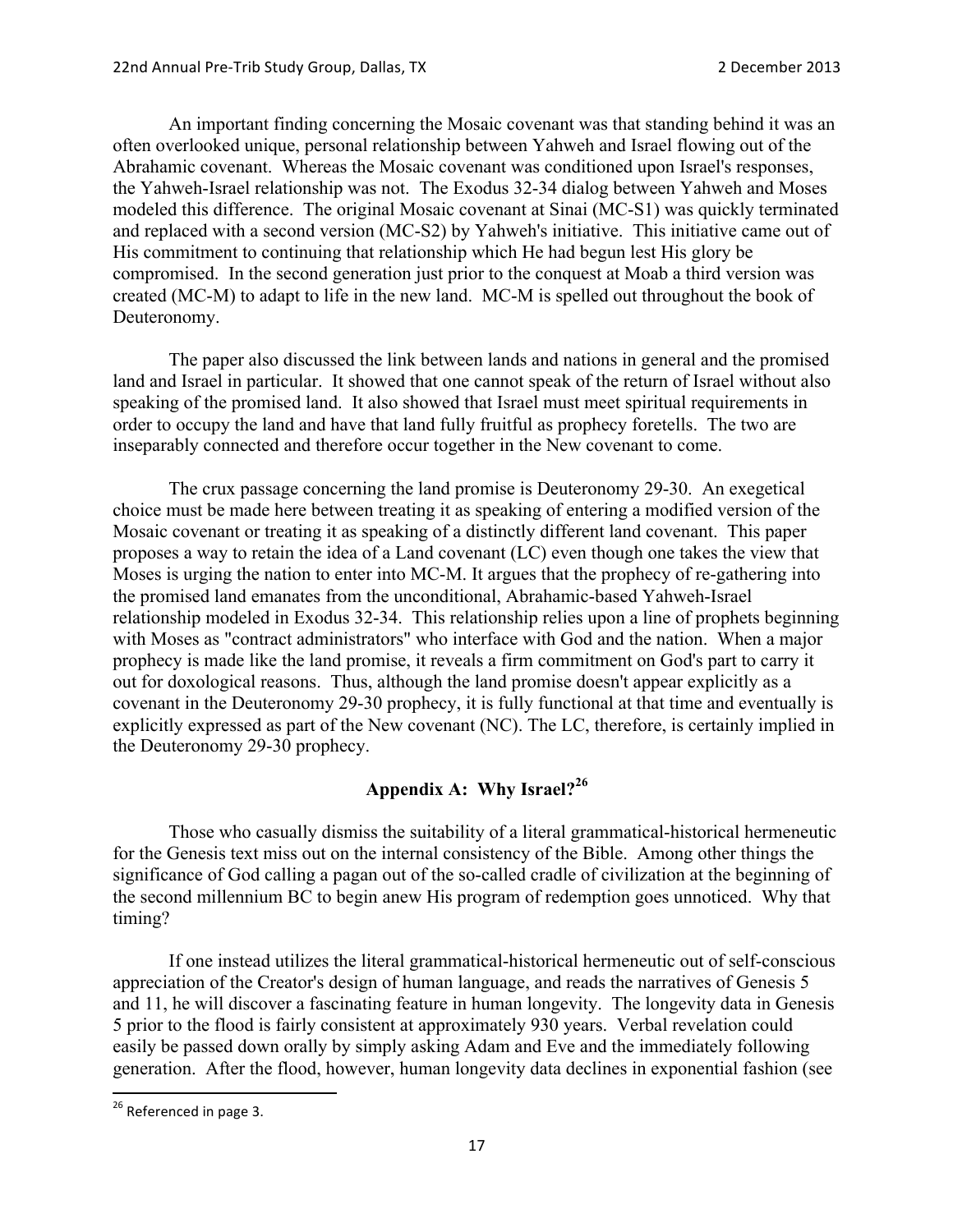An important finding concerning the Mosaic covenant was that standing behind it was an often overlooked unique, personal relationship between Yahweh and Israel flowing out of the Abrahamic covenant. Whereas the Mosaic covenant was conditioned upon Israel's responses, the Yahweh-Israel relationship was not. The Exodus 32-34 dialog between Yahweh and Moses modeled this difference. The original Mosaic covenant at Sinai (MC-S1) was quickly terminated and replaced with a second version (MC-S2) by Yahweh's initiative. This initiative came out of His commitment to continuing that relationship which He had begun lest His glory be compromised. In the second generation just prior to the conquest at Moab a third version was created (MC-M) to adapt to life in the new land. MC-M is spelled out throughout the book of Deuteronomy.

The paper also discussed the link between lands and nations in general and the promised land and Israel in particular. It showed that one cannot speak of the return of Israel without also speaking of the promised land. It also showed that Israel must meet spiritual requirements in order to occupy the land and have that land fully fruitful as prophecy foretells. The two are inseparably connected and therefore occur together in the New covenant to come.

The crux passage concerning the land promise is Deuteronomy 29-30. An exegetical choice must be made here between treating it as speaking of entering a modified version of the Mosaic covenant or treating it as speaking of a distinctly different land covenant. This paper proposes a way to retain the idea of a Land covenant (LC) even though one takes the view that Moses is urging the nation to enter into MC-M. It argues that the prophecy of re-gathering into the promised land emanates from the unconditional, Abrahamic-based Yahweh-Israel relationship modeled in Exodus 32-34. This relationship relies upon a line of prophets beginning with Moses as "contract administrators" who interface with God and the nation. When a major prophecy is made like the land promise, it reveals a firm commitment on God's part to carry it out for doxological reasons. Thus, although the land promise doesn't appear explicitly as a covenant in the Deuteronomy 29-30 prophecy, it is fully functional at that time and eventually is explicitly expressed as part of the New covenant (NC). The LC, therefore, is certainly implied in the Deuteronomy 29-30 prophecy.

## Appendix A: Why Israel?[26]

Those who casually dismiss the suitability of a literal grammatical-historical hermeneutic for the Genesis text miss out on the internal consistency of the Bible. Among other things the significance of God calling a pagan out of the so-called cradle of civilization at the beginning of the second millennium BC to begin anew His program of redemption goes unnoticed. Why that timing?

If one instead utilizes the literal grammatical-historical hermeneutic out of self-conscious appreciation of the Creator's design of human language, and reads the narratives of Genesis 5 and 11, he will discover a fascinating feature in human longevity. The longevity data in Genesis 5 prior to the flood is fairly consistent at approximately 930 years. Verbal revelation could easily be passed down orally by simply asking Adam and Eve and the immediately following generation. After the flood, however, human longevity data declines in exponential fashion (see

[26] Referenced in page 3.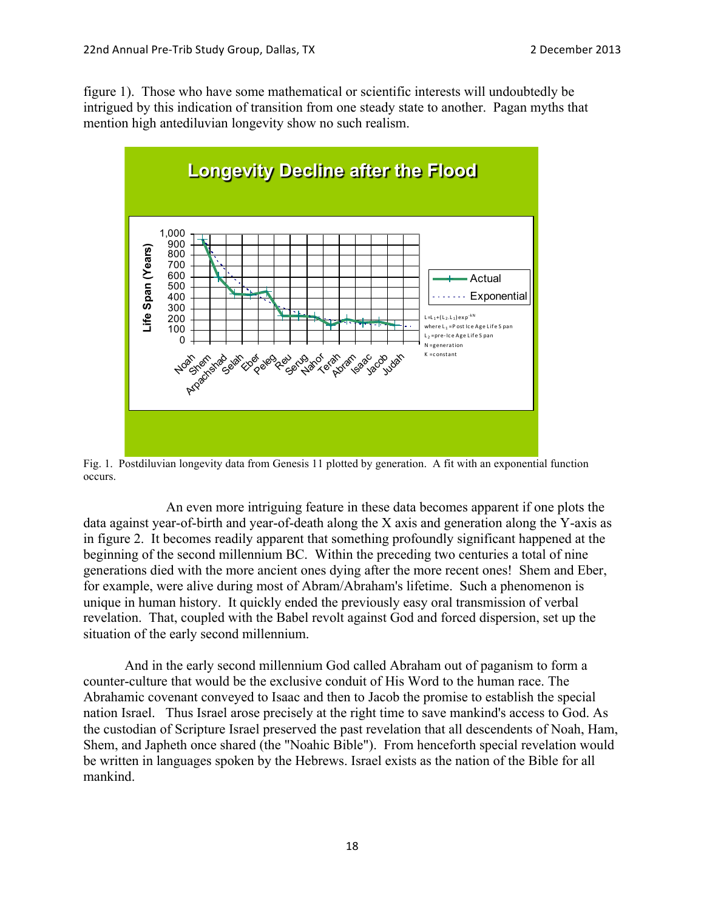figure 1). Those who have some mathematical or scientific interests will undoubtedly be intrigued by this indication of transition from one steady state to another. Pagan myths that mention high antediluvian longevity show no such realism.

Fig. 1. Postdiluvian longevity data from Genesis 11 plotted by generation. A fit with an exponential function occurs.

An even more intriguing feature in these data becomes apparent if one plots the data against year-of-birth and year-of-death along the X axis and generation along the Y-axis as in figure 2. It becomes readily apparent that something profoundly significant happened at the beginning of the second millennium BC. Within the preceding two centuries a total of nine generations died with the more ancient ones dying after the more recent ones! Shem and Eber, for example, were alive during most of Abram/Abraham's lifetime. Such a phenomenon is unique in human history. It quickly ended the previously easy oral transmission of verbal revelation. That, coupled with the Babel revolt against God and forced dispersion, set up the situation of the early second millennium.

And in the early second millennium God called Abraham out of paganism to form a counter-culture that would be the exclusive conduit of His Word to the human race. The Abrahamic covenant conveyed to Isaac and then to Jacob the promise to establish the special nation Israel. Thus Israel arose precisely at the right time to save mankind's access to God. As the custodian of Scripture Israel preserved the past revelation that all descendents of Noah, Ham, Shem, and Japheth once shared (the "Noahic Bible"). From henceforth special revelation would be written in languages spoken by the Hebrews. Israel exists as the nation of the Bible for all mankind.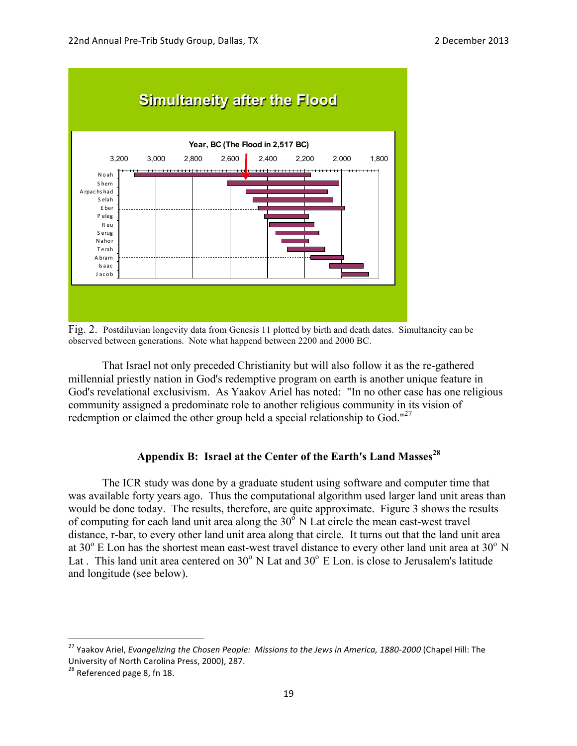Fig. 2. Postdiluvian longevity data from Genesis 11 plotted by birth and death dates. Simultaneity can be observed between generations. Note what happend between 2200 and 2000 BC.

That Israel not only preceded Christianity but will also follow it as the re-gathered millennial priestly nation in God's redemptive program on earth is another unique feature in God's revelational exclusivism. As Yaakov Ariel has noted: "In no other case has one religious community assigned a predominate role to another religious community in its vision of redemption or claimed the other group held a special relationship to God."[27]

## Appendix B: Israel at the Center of the Earth's Land Masses[28]

The ICR study was done by a graduate student using software and computer time that was available forty years ago. Thus the computational algorithm used larger land unit areas than would be done today. The results, therefore, are quite approximate. Figure 3 shows the results of computing for each land unit area along the 30° N Lat circle the mean east-west travel distance, r-bar, to every other land unit area along that circle. It turns out that the land unit area at 30° E Lon has the shortest mean east-west travel distance to every other land unit area at 30° N Lat . This land unit area centered on 30° N Lat and 30° E Lon. is close to Jerusalem's latitude and longitude (see below).

---

[27] Yaakov Ariel, *Evangelizing the Chosen People: Missions to the Jews in America, 1880-2000* (Chapel Hill: The University of North Carolina Press, 2000), 287.

[28] Referenced page 8, fn 18.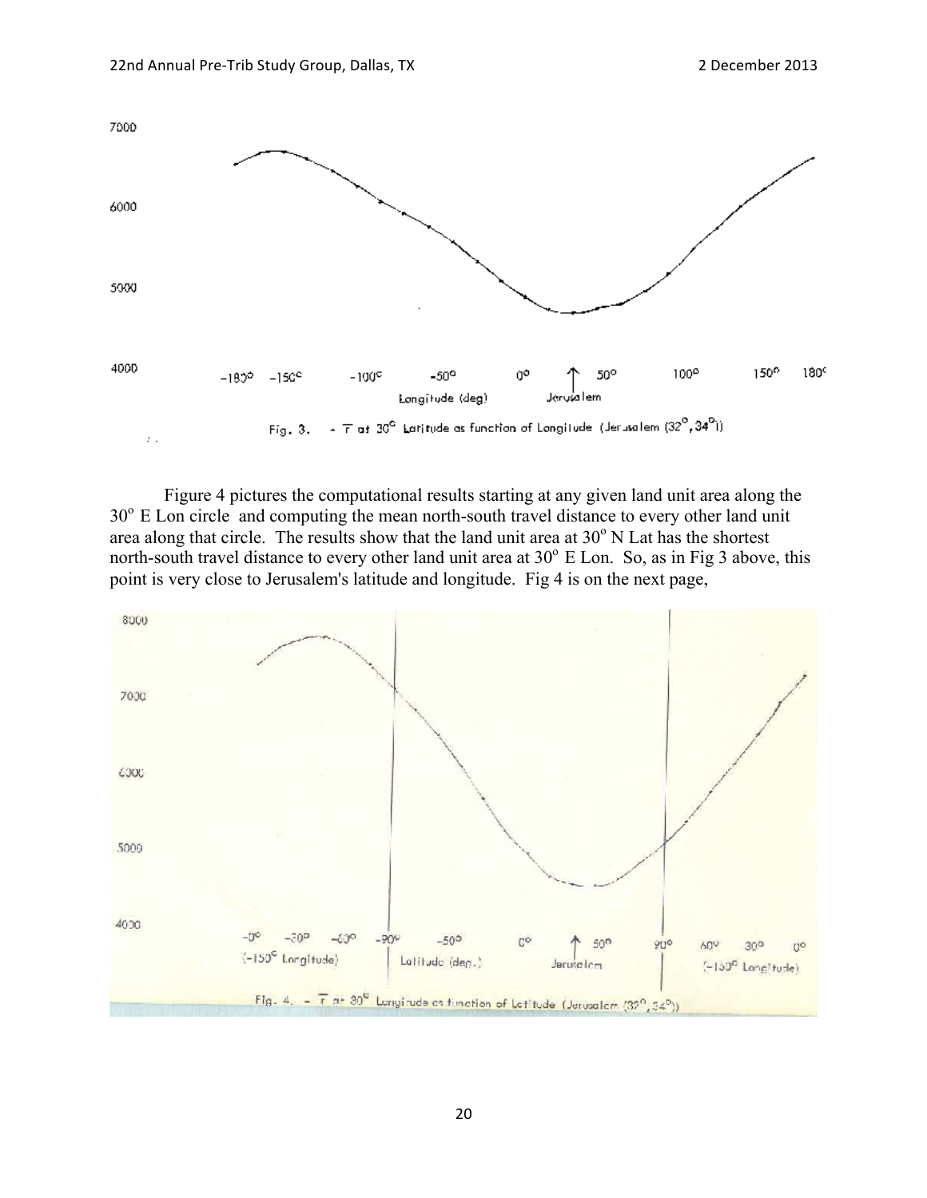7000

6000

5000

4000

−180° −150° −100° −50° 0° 50° 100° 150° 180°

Longitude (deg) Jerusalem

Fig. 3. $\bar{r}$ at 30° Latitude as function of Longitude (Jerusalem (32°, 34°))

Figure 4 pictures the computational results starting at any given land unit area along the 30° E Lon circle and computing the mean north-south travel distance to every other land unit area along that circle. The results show that the land unit area at 30° N Lat has the shortest north-south travel distance to every other land unit area at 30° E Lon. So, as in Fig 3 above, this point is very close to Jerusalem's latitude and longitude. Fig 4 is on the next page,

8000

7000

6000

5000

4000

−0° −30° −60° −90° −50° 0° 50° 90° 60° 30° 0°

(−150° Longitude) Latitude (deg.) Jerusalem (−150° Longitude)

Fig. 4. $\bar{r}$ at 30° Longitude as function of Latitude (Jerusalem (32°, 34°))